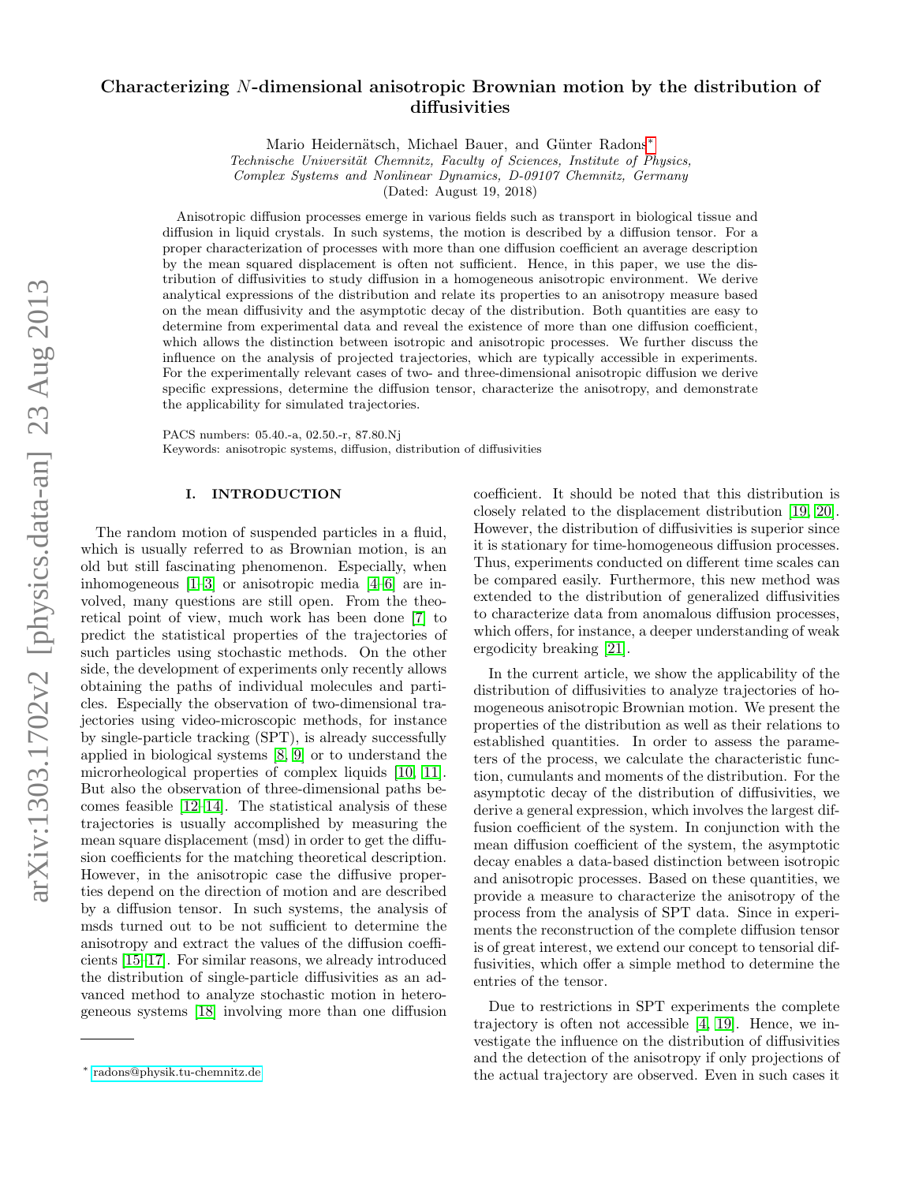# Characterizing $N$-dimensional anisotropic Brownian motion by the distribution of diffusivities

Mario Heidernätsch, Michael Bauer, and Günter Radons*

*Technische Universität Chemnitz, Faculty of Sciences, Institute of Physics, Complex Systems and Nonlinear Dynamics, D-09107 Chemnitz, Germany*

(Dated: August 19, 2018)

Anisotropic diffusion processes emerge in various fields such as transport in biological tissue and diffusion in liquid crystals. In such systems, the motion is described by a diffusion tensor. For a proper characterization of processes with more than one diffusion coefficient an average description by the mean squared displacement is often not sufficient. Hence, in this paper, we use the distribution of diffusivities to study diffusion in a homogeneous anisotropic environment. We derive analytical expressions of the distribution and relate its properties to an anisotropy measure based on the mean diffusivity and the asymptotic decay of the distribution. Both quantities are easy to determine from experimental data and reveal the existence of more than one diffusion coefficient, which allows the distinction between isotropic and anisotropic processes. We further discuss the influence on the analysis of projected trajectories, which are typically accessible in experiments. For the experimentally relevant cases of two- and three-dimensional anisotropic diffusion we derive specific expressions, determine the diffusion tensor, characterize the anisotropy, and demonstrate the applicability for simulated trajectories.

PACS numbers: 05.40.-a, 02.50.-r, 87.80.Nj

Keywords: anisotropic systems, diffusion, distribution of diffusivities

## I. INTRODUCTION

The random motion of suspended particles in a fluid, which is usually referred to as Brownian motion, is an old but still fascinating phenomenon. Especially, when inhomogeneous [1–3] or anisotropic media [4–6] are involved, many questions are still open. From the theoretical point of view, much work has been done [7] to predict the statistical properties of the trajectories of such particles using stochastic methods. On the other side, the development of experiments only recently allows obtaining the paths of individual molecules and particles. Especially the observation of two-dimensional trajectories using video-microscopic methods, for instance by single-particle tracking (SPT), is already successfully applied in biological systems [8, 9] or to understand the microrheological properties of complex liquids [10, 11]. But also the observation of three-dimensional paths becomes feasible [12–14]. The statistical analysis of these trajectories is usually accomplished by measuring the mean square displacement (msd) in order to get the diffusion coefficients for the matching theoretical description. However, in the anisotropic case the diffusive properties depend on the direction of motion and are described by a diffusion tensor. In such systems, the analysis of msds turned out to be not sufficient to determine the anisotropy and extract the values of the diffusion coefficients [15–17]. For similar reasons, we already introduced the distribution of single-particle diffusivities as an advanced method to analyze stochastic motion in heterogeneous systems [18] involving more than one diffusion coefficient. It should be noted that this distribution is closely related to the displacement distribution [19, 20]. However, the distribution of diffusivities is superior since it is stationary for time-homogeneous diffusion processes. Thus, experiments conducted on different time scales can be compared easily. Furthermore, this new method was extended to the distribution of generalized diffusivities to characterize data from anomalous diffusion processes, which offers, for instance, a deeper understanding of weak ergodicity breaking [21].

In the current article, we show the applicability of the distribution of diffusivities to analyze trajectories of homogeneous anisotropic Brownian motion. We present the properties of the distribution as well as their relations to established quantities. In order to assess the parameters of the process, we calculate the characteristic function, cumulants and moments of the distribution. For the asymptotic decay of the distribution of diffusivities, we derive a general expression, which involves the largest diffusion coefficient of the system. In conjunction with the mean diffusion coefficient of the system, the asymptotic decay enables a data-based distinction between isotropic and anisotropic processes. Based on these quantities, we provide a measure to characterize the anisotropy of the process from the analysis of SPT data. Since in experiments the reconstruction of the complete diffusion tensor is of great interest, we extend our concept to tensorial diffusivities, which offer a simple method to determine the entries of the tensor.

Due to restrictions in SPT experiments the complete trajectory is often not accessible [4, 19]. Hence, we investigate the influence on the distribution of diffusivities and the detection of the anisotropy if only projections of the actual trajectory are observed. Even in such cases it

---

* radons@physik.tu-chemnitz.de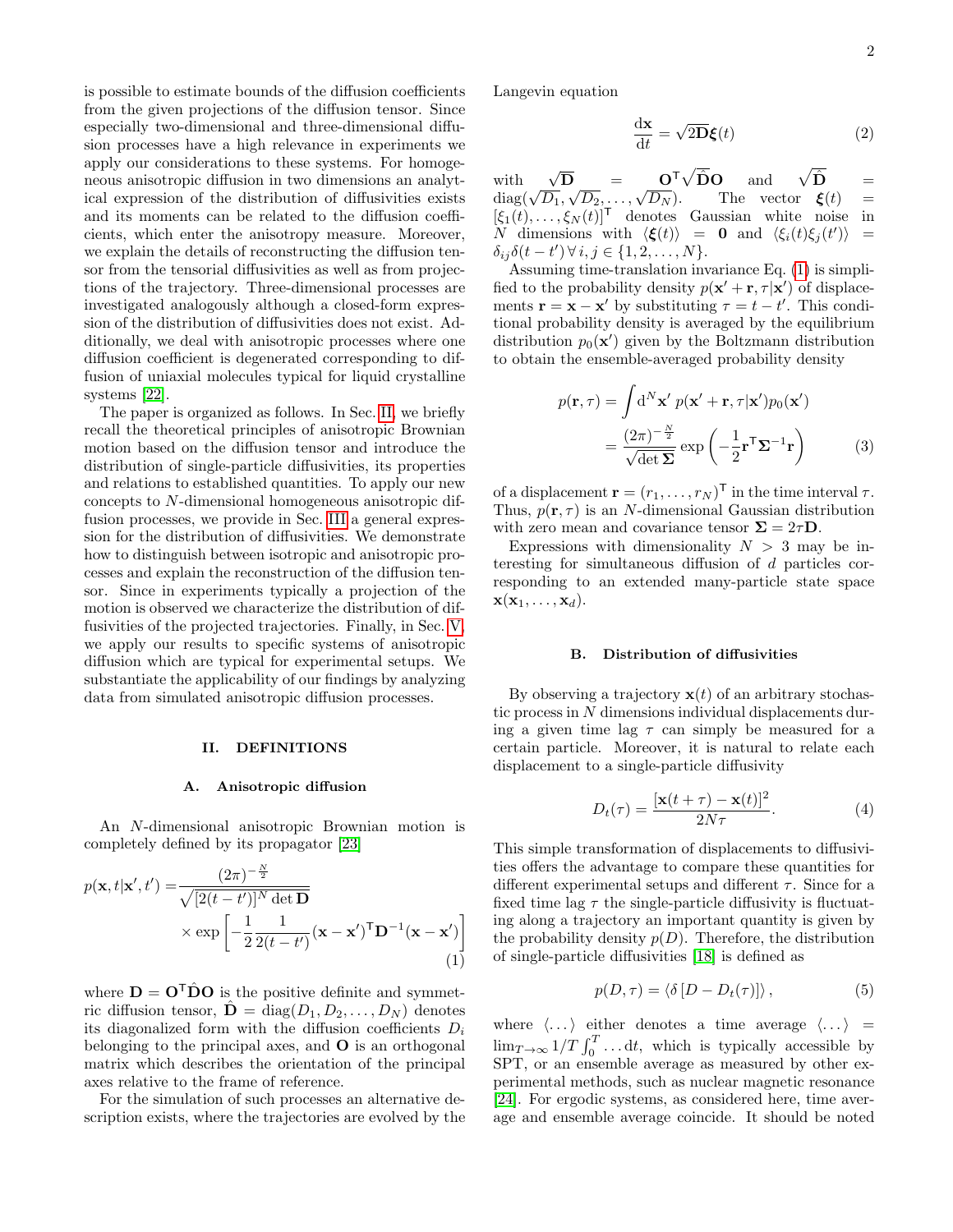is possible to estimate bounds of the diffusion coefficients from the given projections of the diffusion tensor. Since especially two-dimensional and three-dimensional diffusion processes have a high relevance in experiments we apply our considerations to these systems. For homogeneous anisotropic diffusion in two dimensions an analytical expression of the distribution of diffusivities exists and its moments can be related to the diffusion coefficients, which enter the anisotropy measure. Moreover, we explain the details of reconstructing the diffusion tensor from the tensorial diffusivities as well as from projections of the trajectory. Three-dimensional processes are investigated analogously although a closed-form expression of the distribution of diffusivities does not exist. Additionally, we deal with anisotropic processes where one diffusion coefficient is degenerated corresponding to diffusion of uniaxial molecules typical for liquid crystalline systems [22].

The paper is organized as follows. In Sec. II, we briefly recall the theoretical principles of anisotropic Brownian motion based on the diffusion tensor and introduce the distribution of single-particle diffusivities, its properties and relations to established quantities. To apply our new concepts to $N$-dimensional homogeneous anisotropic diffusion processes, we provide in Sec. III a general expression for the distribution of diffusivities. We demonstrate how to distinguish between isotropic and anisotropic processes and explain the reconstruction of the diffusion tensor. Since in experiments typically a projection of the motion is observed we characterize the distribution of diffusivities of the projected trajectories. Finally, in Sec. V, we apply our results to specific systems of anisotropic diffusion which are typical for experimental setups. We substantiate the applicability of our findings by analyzing data from simulated anisotropic diffusion processes.

## II. DEFINITIONS

### A. Anisotropic diffusion

An $N$-dimensional anisotropic Brownian motion is completely defined by its propagator [23]

$$p(\mathbf{x},t|\mathbf{x}',t') = \frac{(2\pi)^{-\frac{N}{2}}}{\sqrt{[2(t-t')]^N \det \mathbf{D}}} \times \exp\left[-\frac{1}{2}\frac{1}{2(t-t')}(\mathbf{x}-\mathbf{x}')^\mathsf{T}\mathbf{D}^{-1}(\mathbf{x}-\mathbf{x}')\right] \quad (1)$$

where $\mathbf{D} = \mathbf{O}^\mathsf{T}\hat{\mathbf{D}}\mathbf{O}$ is the positive definite and symmetric diffusion tensor, $\hat{\mathbf{D}} = \mathrm{diag}(D_1, D_2, \ldots, D_N)$ denotes its diagonalized form with the diffusion coefficients $D_i$ belonging to the principal axes, and $\mathbf{O}$ is an orthogonal matrix which describes the orientation of the principal axes relative to the frame of reference.

For the simulation of such processes an alternative description exists, where the trajectories are evolved by the Langevin equation

$$\frac{\mathrm{d}\mathbf{x}}{\mathrm{d}t} = \sqrt{2\mathbf{D}}\boldsymbol{\xi}(t) \quad (2)$$

with $\sqrt{\mathbf{D}} = \mathbf{O}^\mathsf{T}\sqrt{\hat{\mathbf{D}}}\mathbf{O}$ and $\sqrt{\hat{\mathbf{D}}} = \mathrm{diag}(\sqrt{D_1}, \sqrt{D_2}, \ldots, \sqrt{D_N})$. The vector $\boldsymbol{\xi}(t) = [\xi_1(t), \ldots, \xi_N(t)]^\mathsf{T}$ denotes Gaussian white noise in $N$ dimensions with $\langle \boldsymbol{\xi}(t) \rangle = \mathbf{0}$ and $\langle \xi_i(t)\xi_j(t') \rangle = \delta_{ij}\delta(t-t') \, \forall \, i,j \in \{1,2,\ldots,N\}$.

Assuming time-translation invariance Eq. (1) is simplified to the probability density $p(\mathbf{x}'+\mathbf{r},\tau|\mathbf{x}')$ of displacements $\mathbf{r} = \mathbf{x}-\mathbf{x}'$ by substituting $\tau = t-t'$. This conditional probability density is averaged by the equilibrium distribution $p_0(\mathbf{x}')$ given by the Boltzmann distribution to obtain the ensemble-averaged probability density

$$p(\mathbf{r},\tau) = \int \mathrm{d}^N\mathbf{x}' \; p(\mathbf{x}'+\mathbf{r},\tau|\mathbf{x}')p_0(\mathbf{x}') = \frac{(2\pi)^{-\frac{N}{2}}}{\sqrt{\det \boldsymbol{\Sigma}}} \exp\left(-\frac{1}{2}\mathbf{r}^\mathsf{T}\boldsymbol{\Sigma}^{-1}\mathbf{r}\right) \quad (3)$$

of a displacement $\mathbf{r} = (r_1, \ldots, r_N)^\mathsf{T}$ in the time interval $\tau$. Thus, $p(\mathbf{r},\tau)$ is an $N$-dimensional Gaussian distribution with zero mean and covariance tensor $\boldsymbol{\Sigma} = 2\tau\mathbf{D}$.

Expressions with dimensionality $N > 3$ may be interesting for simultaneous diffusion of $d$ particles corresponding to an extended many-particle state space $\mathbf{x}(\mathbf{x}_1, \ldots, \mathbf{x}_d)$.

### B. Distribution of diffusivities

By observing a trajectory $\mathbf{x}(t)$ of an arbitrary stochastic process in $N$ dimensions individual displacements during a given time lag $\tau$ can simply be measured for a certain particle. Moreover, it is natural to relate each displacement to a single-particle diffusivity

$$D_t(\tau) = \frac{[\mathbf{x}(t+\tau)-\mathbf{x}(t)]^2}{2N\tau}. \quad (4)$$

This simple transformation of displacements to diffusivities offers the advantage to compare these quantities for different experimental setups and different $\tau$. Since for a fixed time lag $\tau$ the single-particle diffusivity is fluctuating along a trajectory an important quantity is given by the probability density $p(D)$. Therefore, the distribution of single-particle diffusivities [18] is defined as

$$p(D,\tau) = \langle \delta\left[D - D_t(\tau)\right] \rangle, \quad (5)$$

where $\langle \ldots \rangle$ either denotes a time average $\langle \ldots \rangle = \lim_{T\to\infty} 1/T \int_0^T \ldots \mathrm{d}t$, which is typically accessible by SPT, or an ensemble average as measured by other experimental methods, such as nuclear magnetic resonance [24]. For ergodic systems, as considered here, time average and ensemble average coincide. It should be noted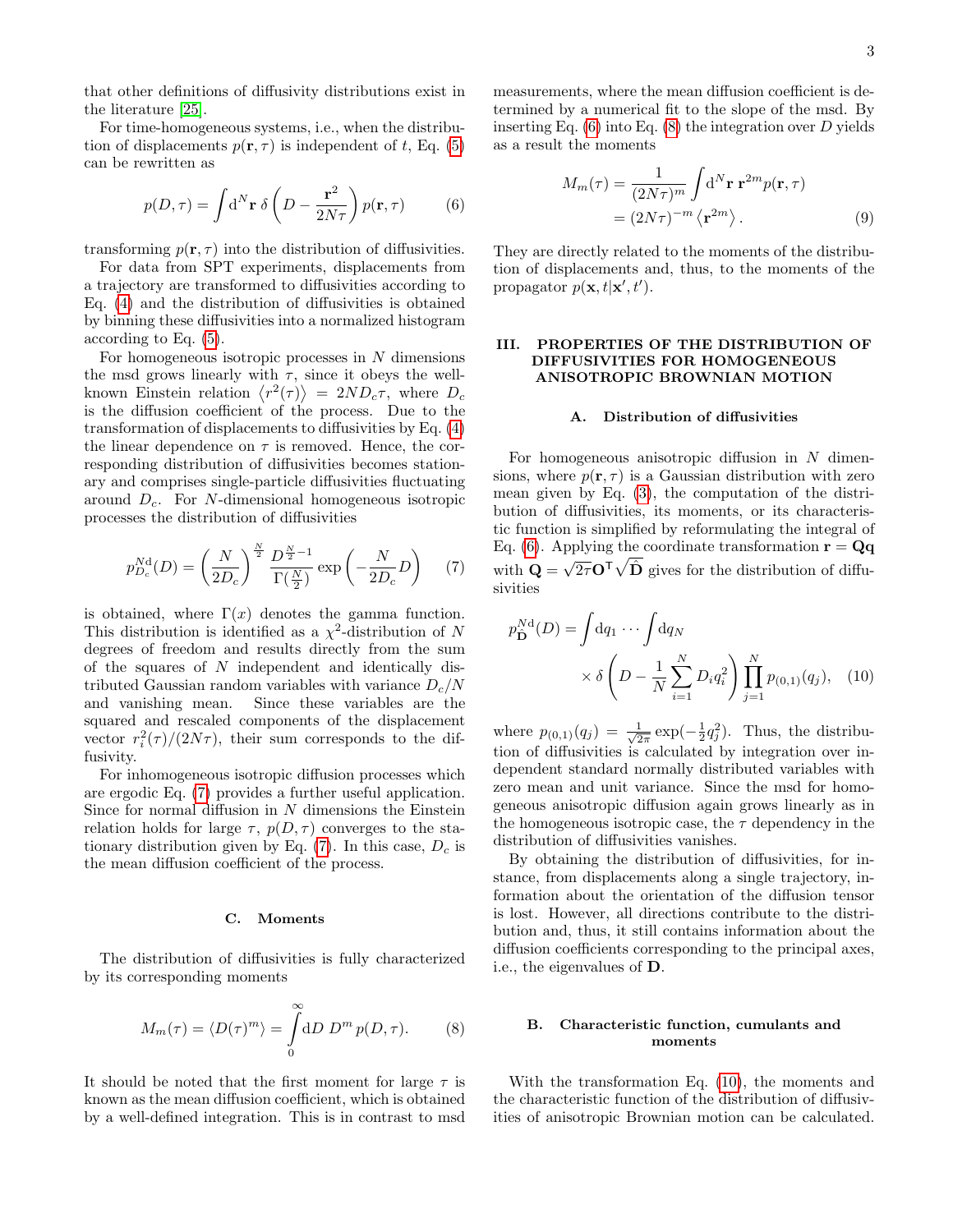that other definitions of diffusivity distributions exist in the literature [25].

For time-homogeneous systems, i.e., when the distribution of displacements $p(\mathbf{r},\tau)$ is independent of $t$, Eq. (5) can be rewritten as

$$p(D,\tau) = \int \mathrm{d}^N\mathbf{r}\;\delta\left(D - \frac{\mathbf{r}^2}{2N\tau}\right) p(\mathbf{r},\tau) \tag{6}$$

transforming $p(\mathbf{r},\tau)$ into the distribution of diffusivities.

For data from SPT experiments, displacements from a trajectory are transformed to diffusivities according to Eq. (4) and the distribution of diffusivities is obtained by binning these diffusivities into a normalized histogram according to Eq. (5).

For homogeneous isotropic processes in $N$ dimensions the msd grows linearly with $\tau$, since it obeys the well-known Einstein relation $\langle r^2(\tau)\rangle = 2ND_c\tau$, where $D_c$ is the diffusion coefficient of the process. Due to the transformation of displacements to diffusivities by Eq. (4) the linear dependence on $\tau$ is removed. Hence, the corresponding distribution of diffusivities becomes stationary and comprises single-particle diffusivities fluctuating around $D_c$. For $N$-dimensional homogeneous isotropic processes the distribution of diffusivities

$$p_{D_c}^{N\mathrm{d}}(D) = \left(\frac{N}{2D_c}\right)^{\frac{N}{2}} \frac{D^{\frac{N}{2}-1}}{\Gamma(\frac{N}{2})} \exp\left(-\frac{N}{2D_c}D\right) \tag{7}$$

is obtained, where $\Gamma(x)$ denotes the gamma function. This distribution is identified as a $\chi^2$-distribution of $N$ degrees of freedom and results directly from the sum of the squares of $N$ independent and identically distributed Gaussian random variables with variance $D_c/N$ and vanishing mean. Since these variables are the squared and rescaled components of the displacement vector $r_i^2(\tau)/(2N\tau)$, their sum corresponds to the diffusivity.

For inhomogeneous isotropic diffusion processes which are ergodic Eq. (7) provides a further useful application. Since for normal diffusion in $N$ dimensions the Einstein relation holds for large $\tau$, $p(D,\tau)$ converges to the stationary distribution given by Eq. (7). In this case, $D_c$ is the mean diffusion coefficient of the process.

### C. Moments

The distribution of diffusivities is fully characterized by its corresponding moments

$$M_m(\tau) = \langle D(\tau)^m\rangle = \int_0^\infty \mathrm{d}D\; D^m\, p(D,\tau). \tag{8}$$

It should be noted that the first moment for large $\tau$ is known as the mean diffusion coefficient, which is obtained by a well-defined integration. This is in contrast to msd measurements, where the mean diffusion coefficient is determined by a numerical fit to the slope of the msd. By inserting Eq. (6) into Eq. (8) the integration over $D$ yields as a result the moments

$$\begin{aligned} M_m(\tau) &= \frac{1}{(2N\tau)^m}\int \mathrm{d}^N\mathbf{r}\;\mathbf{r}^{2m} p(\mathbf{r},\tau) \\ &= (2N\tau)^{-m}\left\langle \mathbf{r}^{2m}\right\rangle. \end{aligned} \tag{9}$$

They are directly related to the moments of the distribution of displacements and, thus, to the moments of the propagator $p(\mathbf{x},t|\mathbf{x}',t')$.

## III. PROPERTIES OF THE DISTRIBUTION OF DIFFUSIVITIES FOR HOMOGENEOUS ANISOTROPIC BROWNIAN MOTION

### A. Distribution of diffusivities

For homogeneous anisotropic diffusion in $N$ dimensions, where $p(\mathbf{r},\tau)$ is a Gaussian distribution with zero mean given by Eq. (3), the computation of the distribution of diffusivities, its moments, or its characteristic function is simplified by reformulating the integral of Eq. (6). Applying the coordinate transformation $\mathbf{r} = \mathbf{Q}\mathbf{q}$ with $\mathbf{Q} = \sqrt{2\tau}\mathbf{O}^\mathsf{T}\sqrt{\hat{\mathbf{D}}}$ gives for the distribution of diffusivities

$$\begin{aligned} p_{\hat{\mathbf{D}}}^{N\mathrm{d}}(D) = \int \mathrm{d}q_1 \cdots \int \mathrm{d}q_N \\ \times\, \delta\left(D - \frac{1}{N}\sum_{i=1}^N D_i q_i^2\right)\prod_{j=1}^N p_{(0,1)}(q_j), \end{aligned} \tag{10}$$

where $p_{(0,1)}(q_j) = \frac{1}{\sqrt{2\pi}}\exp(-\frac{1}{2}q_j^2)$. Thus, the distribution of diffusivities is calculated by integration over independent standard normally distributed variables with zero mean and unit variance. Since the msd for homogeneous anisotropic diffusion again grows linearly as in the homogeneous isotropic case, the $\tau$ dependency in the distribution of diffusivities vanishes.

By obtaining the distribution of diffusivities, for instance, from displacements along a single trajectory, information about the orientation of the diffusion tensor is lost. However, all directions contribute to the distribution and, thus, it still contains information about the diffusion coefficients corresponding to the principal axes, i.e., the eigenvalues of $\mathbf{D}$.

### B. Characteristic function, cumulants and moments

With the transformation Eq. (10), the moments and the characteristic function of the distribution of diffusivities of anisotropic Brownian motion can be calculated.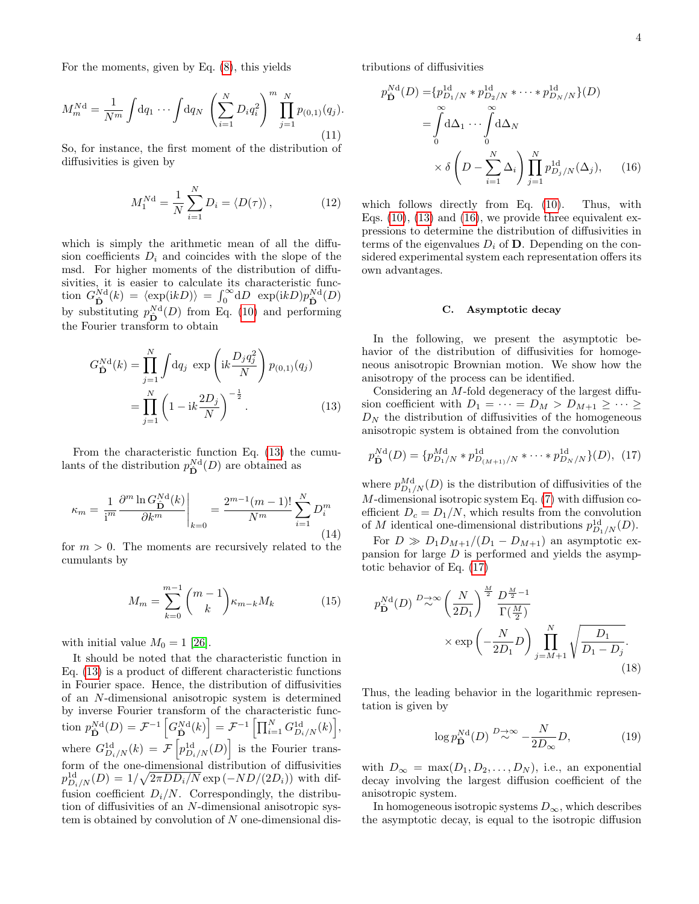For the moments, given by Eq. (8), this yields

$$M_m^{N\mathrm{d}} = \frac{1}{N^m}\int \mathrm{d}q_1 \cdots \int \mathrm{d}q_N \left(\sum_{i=1}^{N} D_i q_i^2\right)^m \prod_{j=1}^{N} p_{(0,1)}(q_j). \tag{11}$$

So, for instance, the first moment of the distribution of diffusivities is given by

$$M_1^{N\mathrm{d}} = \frac{1}{N}\sum_{i=1}^{N} D_i = \langle D(\tau)\rangle, \tag{12}$$

which is simply the arithmetic mean of all the diffusion coefficients $D_i$ and coincides with the slope of the msd. For higher moments of the distribution of diffusivities, it is easier to calculate its characteristic function $G_{\hat{\mathbf{D}}}^{N\mathrm{d}}(k) = \langle \exp(\mathrm{i}kD)\rangle = \int_0^\infty \mathrm{d}D\ \exp(\mathrm{i}kD) p_{\hat{\mathbf{D}}}^{N\mathrm{d}}(D)$ by substituting $p_{\hat{\mathbf{D}}}^{N\mathrm{d}}(D)$ from Eq. (10) and performing the Fourier transform to obtain

$$\begin{aligned} G_{\hat{\mathbf{D}}}^{N\mathrm{d}}(k) &= \prod_{j=1}^{N}\int \mathrm{d}q_j\ \exp\left(\mathrm{i}k\frac{D_j q_j^2}{N}\right) p_{(0,1)}(q_j) \\ &= \prod_{j=1}^{N}\left(1 - \mathrm{i}k\frac{2D_j}{N}\right)^{-\frac{1}{2}}. \end{aligned} \tag{13}$$

From the characteristic function Eq. (13) the cumulants of the distribution $p_{\hat{\mathbf{D}}}^{N\mathrm{d}}(D)$ are obtained as

$$\kappa_m = \frac{1}{\mathrm{i}^m}\frac{\partial^m \ln G_{\hat{\mathbf{D}}}^{N\mathrm{d}}(k)}{\partial k^m}\bigg|_{k=0} = \frac{2^{m-1}(m-1)!}{N^m}\sum_{i=1}^{N} D_i^m \tag{14}$$

for $m > 0$. The moments are recursively related to the cumulants by

$$M_m = \sum_{k=0}^{m-1}\binom{m-1}{k}\kappa_{m-k}M_k \tag{15}$$

with initial value $M_0 = 1$ [26].

It should be noted that the characteristic function in Eq. (13) is a product of different characteristic functions in Fourier space. Hence, the distribution of diffusivities of an $N$-dimensional anisotropic system is determined by inverse Fourier transform of the characteristic function $p_{\hat{\mathbf{D}}}^{N\mathrm{d}}(D) = \mathcal{F}^{-1}\left[G_{\hat{\mathbf{D}}}^{N\mathrm{d}}(k)\right] = \mathcal{F}^{-1}\left[\prod_{i=1}^{N} G_{D_i/N}^{1\mathrm{d}}(k)\right]$, where $G_{D_i/N}^{1\mathrm{d}}(k) = \mathcal{F}\left[p_{D_i/N}^{1\mathrm{d}}(D)\right]$ is the Fourier transform of the one-dimensional distribution of diffusivities $p_{D_i/N}^{1\mathrm{d}}(D) = 1/\sqrt{2\pi D D_i/N}\exp\left(-ND/(2D_i)\right)$ with diffusion coefficient $D_i/N$. Correspondingly, the distribution of diffusivities of an $N$-dimensional anisotropic system is obtained by convolution of $N$ one-dimensional distributions of diffusivities

$$\begin{aligned} p_{\hat{\mathbf{D}}}^{N\mathrm{d}}(D) =& \{p_{D_1/N}^{1\mathrm{d}} * p_{D_2/N}^{1\mathrm{d}} * \cdots * p_{D_N/N}^{1\mathrm{d}}\}(D) \\ =& \int_0^\infty \mathrm{d}\Delta_1 \cdots \int_0^\infty \mathrm{d}\Delta_N \\ & \times \delta\left(D - \sum_{i=1}^{N}\Delta_i\right)\prod_{j=1}^{N} p_{D_j/N}^{1\mathrm{d}}(\Delta_j), \end{aligned} \tag{16}$$

which follows directly from Eq. (10). Thus, with Eqs. (10), (13) and (16), we provide three equivalent expressions to determine the distribution of diffusivities in terms of the eigenvalues $D_i$ of $\mathbf{D}$. Depending on the considered experimental system each representation offers its own advantages.

### C. Asymptotic decay

In the following, we present the asymptotic behavior of the distribution of diffusivities for homogeneous anisotropic Brownian motion. We show how the anisotropy of the process can be identified.

Considering an $M$-fold degeneracy of the largest diffusion coefficient with $D_1 = \cdots = D_M > D_{M+1} \geq \cdots \geq D_N$ the distribution of diffusivities of the homogeneous anisotropic system is obtained from the convolution

$$p_{\hat{\mathbf{D}}}^{N\mathrm{d}}(D) = \{p_{D_1/N}^{M\mathrm{d}} * p_{D_{(M+1)}/N}^{1\mathrm{d}} * \cdots * p_{D_N/N}^{1\mathrm{d}}\}(D), \tag{17}$$

where $p_{D_1/N}^{M\mathrm{d}}(D)$ is the distribution of diffusivities of the $M$-dimensional isotropic system Eq. (7) with diffusion coefficient $D_c = D_1/N$, which results from the convolution of $M$ identical one-dimensional distributions $p_{D_1/N}^{1\mathrm{d}}(D)$.

For $D \gg D_1 D_{M+1}/(D_1 - D_{M+1})$ an asymptotic expansion for large $D$ is performed and yields the asymptotic behavior of Eq. (17)

$$\begin{aligned} p_{\hat{\mathbf{D}}}^{N\mathrm{d}}(D) \overset{D\to\infty}{\sim} & \left(\frac{N}{2D_1}\right)^{\frac{M}{2}} \frac{D^{\frac{M}{2}-1}}{\Gamma(\frac{M}{2})} \\ & \times \exp\left(-\frac{N}{2D_1}D\right)\prod_{j=M+1}^{N}\sqrt{\frac{D_1}{D_1 - D_j}}. \end{aligned} \tag{18}$$

Thus, the leading behavior in the logarithmic representation is given by

$$\log p_{\hat{\mathbf{D}}}^{N\mathrm{d}}(D) \overset{D\to\infty}{\sim} -\frac{N}{2D_\infty}D, \tag{19}$$

with $D_\infty = \max(D_1, D_2, \ldots, D_N)$, i.e., an exponential decay involving the largest diffusion coefficient of the anisotropic system.

In homogeneous isotropic systems $D_\infty$, which describes the asymptotic decay, is equal to the isotropic diffusion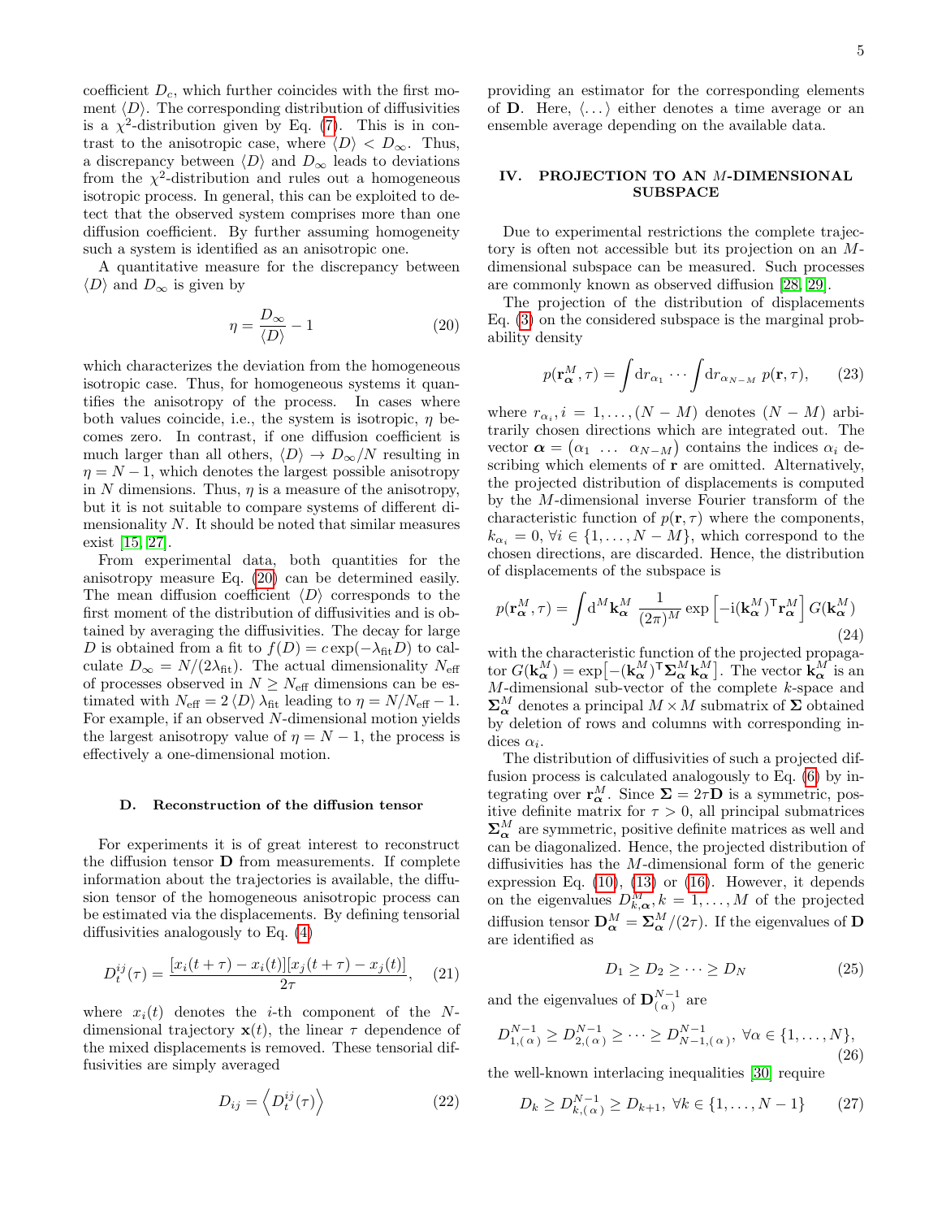coefficient $D_c$, which further coincides with the first moment $\langle D \rangle$. The corresponding distribution of diffusivities is a $\chi^2$-distribution given by Eq. (7). This is in contrast to the anisotropic case, where $\langle D \rangle < D_\infty$. Thus, a discrepancy between $\langle D \rangle$ and $D_\infty$ leads to deviations from the $\chi^2$-distribution and rules out a homogeneous isotropic process. In general, this can be exploited to detect that the observed system comprises more than one diffusion coefficient. By further assuming homogeneity such a system is identified as an anisotropic one.

A quantitative measure for the discrepancy between $\langle D \rangle$ and $D_\infty$ is given by

$$\eta = \frac{D_\infty}{\langle D \rangle} - 1 \tag{20}$$

which characterizes the deviation from the homogeneous isotropic case. Thus, for homogeneous systems it quantifies the anisotropy of the process. In cases where both values coincide, i.e., the system is isotropic, $\eta$ becomes zero. In contrast, if one diffusion coefficient is much larger than all others, $\langle D \rangle \to D_\infty / N$ resulting in $\eta = N - 1$, which denotes the largest possible anisotropy in $N$ dimensions. Thus, $\eta$ is a measure of the anisotropy, but it is not suitable to compare systems of different dimensionality $N$. It should be noted that similar measures exist [15, 27].

From experimental data, both quantities for the anisotropy measure Eq. (20) can be determined easily. The mean diffusion coefficient $\langle D \rangle$ corresponds to the first moment of the distribution of diffusivities and is obtained by averaging the diffusivities. The decay for large $D$ is obtained from a fit to $f(D) = c \exp(-\lambda_{\text{fit}} D)$ to calculate $D_\infty = N/(2\lambda_{\text{fit}})$. The actual dimensionality $N_{\text{eff}}$ of processes observed in $N \geq N_{\text{eff}}$ dimensions can be estimated with $N_{\text{eff}} = 2 \langle D \rangle \lambda_{\text{fit}}$ leading to $\eta = N/N_{\text{eff}} - 1$. For example, if an observed $N$-dimensional motion yields the largest anisotropy value of $\eta = N - 1$, the process is effectively a one-dimensional motion.

### D. Reconstruction of the diffusion tensor

For experiments it is of great interest to reconstruct the diffusion tensor $\mathbf{D}$ from measurements. If complete information about the trajectories is available, the diffusion tensor of the homogeneous anisotropic process can be estimated via the displacements. By defining tensorial diffusivities analogously to Eq. (4)

$$D_t^{ij}(\tau) = \frac{[x_i(t+\tau) - x_i(t)][x_j(t+\tau) - x_j(t)]}{2\tau}, \tag{21}$$

where $x_i(t)$ denotes the $i$-th component of the $N$-dimensional trajectory $\mathbf{x}(t)$, the linear $\tau$ dependence of the mixed displacements is removed. These tensorial diffusivities are simply averaged

$$D_{ij} = \left\langle D_t^{ij}(\tau) \right\rangle \tag{22}$$

providing an estimator for the corresponding elements of $\mathbf{D}$. Here, $\langle \dots \rangle$ either denotes a time average or an ensemble average depending on the available data.

## IV. PROJECTION TO AN $M$-DIMENSIONAL SUBSPACE

Due to experimental restrictions the complete trajectory is often not accessible but its projection on an $M$-dimensional subspace can be measured. Such processes are commonly known as observed diffusion [28, 29].

The projection of the distribution of displacements Eq. (3) on the considered subspace is the marginal probability density

$$p(\mathbf{r}_{\boldsymbol{\alpha}}^M, \tau) = \int \mathrm{d}r_{\alpha_1} \cdots \int \mathrm{d}r_{\alpha_{N-M}} \, p(\mathbf{r}, \tau), \tag{23}$$

where $r_{\alpha_i}, i = 1, \dots, (N-M)$ denotes $(N-M)$ arbitrarily chosen directions which are integrated out. The vector $\boldsymbol{\alpha} = \begin{pmatrix} \alpha_1 & \dots & \alpha_{N-M} \end{pmatrix}$ contains the indices $\alpha_i$ describing which elements of $\mathbf{r}$ are omitted. Alternatively, the projected distribution of displacements is computed by the $M$-dimensional inverse Fourier transform of the characteristic function of $p(\mathbf{r}, \tau)$ where the components, $k_{\alpha_i} = 0, \forall i \in \{1, \dots, N-M\}$, which correspond to the chosen directions, are discarded. Hence, the distribution of displacements of the subspace is

$$p(\mathbf{r}_{\boldsymbol{\alpha}}^M, \tau) = \int \mathrm{d}^M \mathbf{k}_{\boldsymbol{\alpha}}^M \, \frac{1}{(2\pi)^M} \exp\left[-\mathrm{i} (\mathbf{k}_{\boldsymbol{\alpha}}^M)^\mathsf{T} \mathbf{r}_{\boldsymbol{\alpha}}^M\right] G(\mathbf{k}_{\boldsymbol{\alpha}}^M) \tag{24}$$

with the characteristic function of the projected propagator $G(\mathbf{k}_{\boldsymbol{\alpha}}^M) = \exp\left[-(\mathbf{k}_{\boldsymbol{\alpha}}^M)^\mathsf{T} \boldsymbol{\Sigma}_{\boldsymbol{\alpha}}^M \mathbf{k}_{\boldsymbol{\alpha}}^M\right]$. The vector $\mathbf{k}_{\boldsymbol{\alpha}}^M$ is an $M$-dimensional sub-vector of the complete $k$-space and $\boldsymbol{\Sigma}_{\boldsymbol{\alpha}}^M$ denotes a principal $M \times M$ submatrix of $\boldsymbol{\Sigma}$ obtained by deletion of rows and columns with corresponding indices $\alpha_i$.

The distribution of diffusivities of such a projected diffusion process is calculated analogously to Eq. (6) by integrating over $\mathbf{r}_{\boldsymbol{\alpha}}^M$. Since $\boldsymbol{\Sigma} = 2\tau \mathbf{D}$ is a symmetric, positive definite matrix for $\tau > 0$, all principal submatrices $\boldsymbol{\Sigma}_{\boldsymbol{\alpha}}^M$ are symmetric, positive definite matrices as well and can be diagonalized. Hence, the projected distribution of diffusivities has the $M$-dimensional form of the generic expression Eq. (10), (13) or (16). However, it depends on the eigenvalues $D_{k,\boldsymbol{\alpha}}^M, k = 1, \dots, M$ of the projected diffusion tensor $\mathbf{D}_{\boldsymbol{\alpha}}^M = \boldsymbol{\Sigma}_{\boldsymbol{\alpha}}^M / (2\tau)$. If the eigenvalues of $\mathbf{D}$ are identified as

$$D_1 \geq D_2 \geq \dots \geq D_N \tag{25}$$

and the eigenvalues of $\mathbf{D}_{(\alpha)}^{N-1}$ are

$$D_{1,(\alpha)}^{N-1} \geq D_{2,(\alpha)}^{N-1} \geq \dots \geq D_{N-1,(\alpha)}^{N-1}, \; \forall \alpha \in \{1, \dots, N\}, \tag{26}$$

the well-known interlacing inequalities [30] require

$$D_k \geq D_{k,(\alpha)}^{N-1} \geq D_{k+1}, \; \forall k \in \{1, \dots, N-1\} \tag{27}$$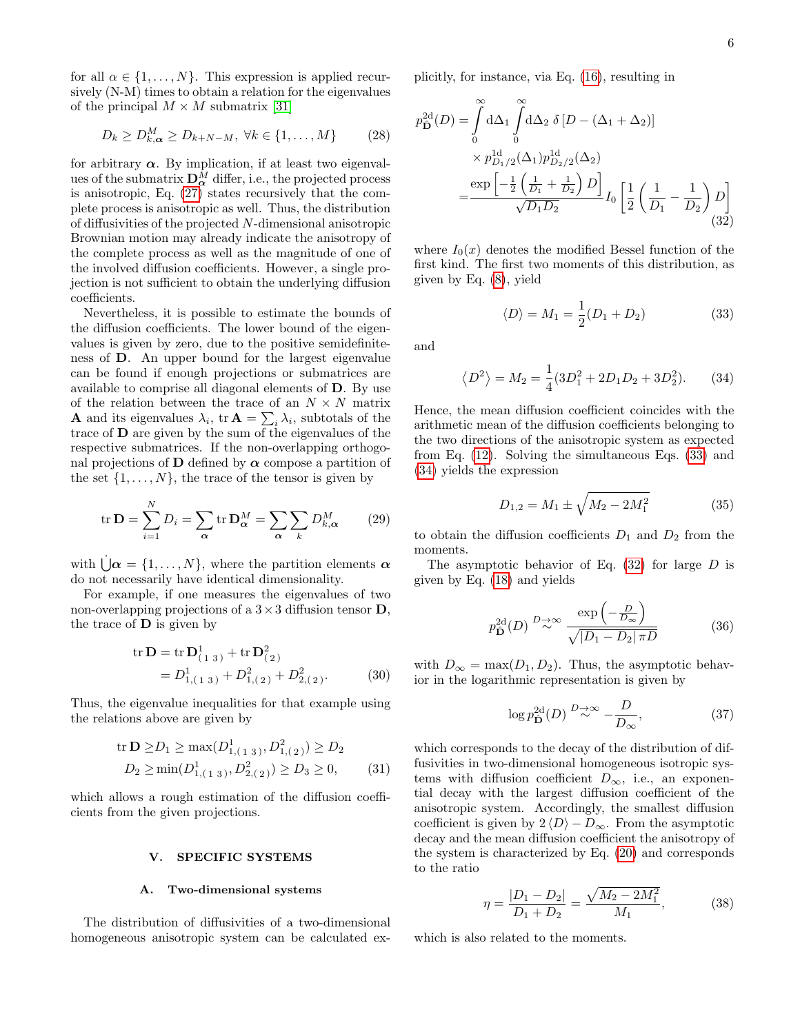for all $\alpha \in \{1, \ldots, N\}$. This expression is applied recursively (N-M) times to obtain a relation for the eigenvalues of the principal $M \times M$ submatrix [31]

$$D_k \geq D^M_{k,\boldsymbol{\alpha}} \geq D_{k+N-M},\ \forall k \in \{1, \ldots, M\} \tag{28}$$

for arbitrary $\boldsymbol{\alpha}$. By implication, if at least two eigenvalues of the submatrix $\mathbf{D}^M_{\boldsymbol{\alpha}}$ differ, i.e., the projected process is anisotropic, Eq. (27) states recursively that the complete process is anisotropic as well. Thus, the distribution of diffusivities of the projected $N$-dimensional anisotropic Brownian motion may already indicate the anisotropy of the complete process as well as the magnitude of one of the involved diffusion coefficients. However, a single projection is not sufficient to obtain the underlying diffusion coefficients.

Nevertheless, it is possible to estimate the bounds of the diffusion coefficients. The lower bound of the eigenvalues is given by zero, due to the positive semidefiniteness of $\mathbf{D}$. An upper bound for the largest eigenvalue can be found if enough projections or submatrices are available to comprise all diagonal elements of $\mathbf{D}$. By use of the relation between the trace of an $N \times N$ matrix $\mathbf{A}$ and its eigenvalues $\lambda_i$, $\operatorname{tr}\mathbf{A} = \sum_i \lambda_i$, subtotals of the trace of $\mathbf{D}$ are given by the sum of the eigenvalues of the respective submatrices. If the non-overlapping orthogonal projections of $\mathbf{D}$ defined by $\boldsymbol{\alpha}$ compose a partition of the set $\{1, \ldots, N\}$, the trace of the tensor is given by

$$\operatorname{tr}\mathbf{D} = \sum_{i=1}^{N} D_i = \sum_{\boldsymbol{\alpha}} \operatorname{tr}\mathbf{D}^M_{\boldsymbol{\alpha}} = \sum_{\boldsymbol{\alpha}} \sum_k D^M_{k,\boldsymbol{\alpha}} \tag{29}$$

with $\dot{\bigcup}\boldsymbol{\alpha} = \{1, \ldots, N\}$, where the partition elements $\boldsymbol{\alpha}$ do not necessarily have identical dimensionality.

For example, if one measures the eigenvalues of two non-overlapping projections of a $3 \times 3$ diffusion tensor $\mathbf{D}$, the trace of $\mathbf{D}$ is given by

$$\begin{aligned}\operatorname{tr}\mathbf{D} &= \operatorname{tr}\mathbf{D}^1_{(1\ 3)} + \operatorname{tr}\mathbf{D}^2_{(2)} \\ &= D^1_{1,(1\ 3)} + D^2_{1,(2)} + D^2_{2,(2)}.\end{aligned} \tag{30}$$

Thus, the eigenvalue inequalities for that example using the relations above are given by

$$\begin{aligned}\operatorname{tr}\mathbf{D} &\geq D_1 \geq \max(D^1_{1,(1\ 3)}, D^2_{1,(2)}) \geq D_2 \\ D_2 &\geq \min(D^1_{1,(1\ 3)}, D^2_{2,(2)}) \geq D_3 \geq 0,\end{aligned} \tag{31}$$

which allows a rough estimation of the diffusion coefficients from the given projections.

## V. SPECIFIC SYSTEMS

### A. Two-dimensional systems

The distribution of diffusivities of a two-dimensional homogeneous anisotropic system can be calculated explicitly, for instance, via Eq. (16), resulting in

$$\begin{aligned}p^{2\mathrm{d}}_{\tilde{\mathbf{D}}}(D) &= \int_0^\infty \mathrm{d}\Delta_1 \int_0^\infty \mathrm{d}\Delta_2\ \delta\left[D - (\Delta_1 + \Delta_2)\right] \\ &\quad \times p^{1\mathrm{d}}_{D_1/2}(\Delta_1) p^{1\mathrm{d}}_{D_2/2}(\Delta_2) \\ &= \frac{\exp\left[-\frac{1}{2}\left(\frac{1}{D_1} + \frac{1}{D_2}\right) D\right]}{\sqrt{D_1 D_2}} I_0\left[\frac{1}{2}\left(\frac{1}{D_1} - \frac{1}{D_2}\right) D\right]\end{aligned} \tag{32}$$

where $I_0(x)$ denotes the modified Bessel function of the first kind. The first two moments of this distribution, as given by Eq. (8), yield

$$\langle D \rangle = M_1 = \frac{1}{2}(D_1 + D_2) \tag{33}$$

and

$$\langle D^2 \rangle = M_2 = \frac{1}{4}(3D_1^2 + 2D_1 D_2 + 3D_2^2). \tag{34}$$

Hence, the mean diffusion coefficient coincides with the arithmetic mean of the diffusion coefficients belonging to the two directions of the anisotropic system as expected from Eq. (12). Solving the simultaneous Eqs. (33) and (34) yields the expression

$$D_{1,2} = M_1 \pm \sqrt{M_2 - 2M_1^2} \tag{35}$$

to obtain the diffusion coefficients $D_1$ and $D_2$ from the moments.

The asymptotic behavior of Eq. (32) for large $D$ is given by Eq. (18) and yields

$$p^{2\mathrm{d}}_{\tilde{\mathbf{D}}}(D) \overset{D\to\infty}{\sim} \frac{\exp\left(-\frac{D}{D_\infty}\right)}{\sqrt{|D_1 - D_2|\,\pi D}} \tag{36}$$

with $D_\infty = \max(D_1, D_2)$. Thus, the asymptotic behavior in the logarithmic representation is given by

$$\log p^{2\mathrm{d}}_{\tilde{\mathbf{D}}}(D) \overset{D\to\infty}{\sim} -\frac{D}{D_\infty}, \tag{37}$$

which corresponds to the decay of the distribution of diffusivities in two-dimensional homogeneous isotropic systems with diffusion coefficient $D_\infty$, i.e., an exponential decay with the largest diffusion coefficient of the anisotropic system. Accordingly, the smallest diffusion coefficient is given by $2\langle D \rangle - D_\infty$. From the asymptotic decay and the mean diffusion coefficient the anisotropy of the system is characterized by Eq. (20) and corresponds to the ratio

$$\eta = \frac{|D_1 - D_2|}{D_1 + D_2} = \frac{\sqrt{M_2 - 2M_1^2}}{M_1}, \tag{38}$$

which is also related to the moments.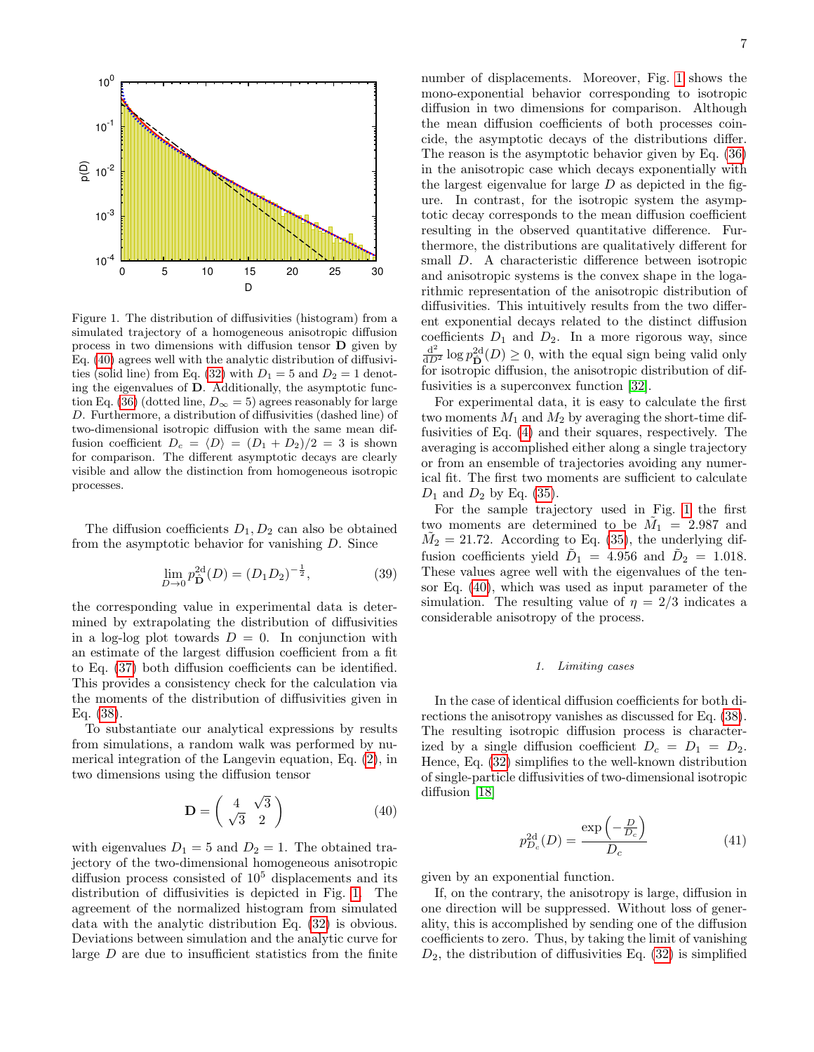Figure 1. The distribution of diffusivities (histogram) from a simulated trajectory of a homogeneous anisotropic diffusion process in two dimensions with diffusion tensor $\mathbf{D}$ given by Eq. (40) agrees well with the analytic distribution of diffusivities (solid line) from Eq. (32) with $D_1 = 5$ and $D_2 = 1$ denoting the eigenvalues of $\mathbf{D}$. Additionally, the asymptotic function Eq. (36) (dotted line, $D_\infty = 5$) agrees reasonably for large $D$. Furthermore, a distribution of diffusivities (dashed line) of two-dimensional isotropic diffusion with the same mean diffusion coefficient $D_c = \langle D \rangle = (D_1 + D_2)/2 = 3$ is shown for comparison. The different asymptotic decays are clearly visible and allow the distinction from homogeneous isotropic processes.

The diffusion coefficients $D_1, D_2$ can also be obtained from the asymptotic behavior for vanishing $D$. Since

$$\lim_{D\to 0} p_{\mathbf{D}}^{\mathrm{2d}}(D) = (D_1 D_2)^{-\frac{1}{2}}, \tag{39}$$

the corresponding value in experimental data is determined by extrapolating the distribution of diffusivities in a log-log plot towards $D = 0$. In conjunction with an estimate of the largest diffusion coefficient from a fit to Eq. (37) both diffusion coefficients can be identified. This provides a consistency check for the calculation via the moments of the distribution of diffusivities given in Eq. (38).

To substantiate our analytical expressions by results from simulations, a random walk was performed by numerical integration of the Langevin equation, Eq. (2), in two dimensions using the diffusion tensor

$$\mathbf{D} = \begin{pmatrix} 4 & \sqrt{3} \\ \sqrt{3} & 2 \end{pmatrix} \tag{40}$$

with eigenvalues $D_1 = 5$ and $D_2 = 1$. The obtained trajectory of the two-dimensional homogeneous anisotropic diffusion process consisted of $10^5$ displacements and its distribution of diffusivities is depicted in Fig. 1. The agreement of the normalized histogram from simulated data with the analytic distribution Eq. (32) is obvious. Deviations between simulation and the analytic curve for large $D$ are due to insufficient statistics from the finite number of displacements. Moreover, Fig. 1 shows the mono-exponential behavior corresponding to isotropic diffusion in two dimensions for comparison. Although the mean diffusion coefficients of both processes coincide, the asymptotic decays of the distributions differ. The reason is the asymptotic behavior given by Eq. (36) in the anisotropic case which decays exponentially with the largest eigenvalue for large $D$ as depicted in the figure. In contrast, for the isotropic system the asymptotic decay corresponds to the mean diffusion coefficient resulting in the observed quantitative difference. Furthermore, the distributions are qualitatively different for small $D$. A characteristic difference between isotropic and anisotropic systems is the convex shape in the logarithmic representation of the anisotropic distribution of diffusivities. This intuitively results from the two different exponential decays related to the distinct diffusion coefficients $D_1$ and $D_2$. In a more rigorous way, since $\frac{\mathrm{d}^2}{\mathrm{d}D^2} \log p_{\mathbf{D}}^{\mathrm{2d}}(D) \geq 0$, with the equal sign being valid only for isotropic diffusion, the anisotropic distribution of diffusivities is a superconvex function [32].

For experimental data, it is easy to calculate the first two moments $M_1$ and $M_2$ by averaging the short-time diffusivities of Eq. (4) and their squares, respectively. The averaging is accomplished either along a single trajectory or from an ensemble of trajectories avoiding any numerical fit. The first two moments are sufficient to calculate $D_1$ and $D_2$ by Eq. (35).

For the sample trajectory used in Fig. 1 the first two moments are determined to be $\tilde{M}_1 = 2.987$ and $\tilde{M}_2 = 21.72$. According to Eq. (35), the underlying diffusion coefficients yield $\tilde{D}_1 = 4.956$ and $\tilde{D}_2 = 1.018$. These values agree well with the eigenvalues of the tensor Eq. (40), which was used as input parameter of the simulation. The resulting value of $\eta = 2/3$ indicates a considerable anisotropy of the process.

### 1. *Limiting cases*

In the case of identical diffusion coefficients for both directions the anisotropy vanishes as discussed for Eq. (38). The resulting isotropic diffusion process is characterized by a single diffusion coefficient $D_c = D_1 = D_2$. Hence, Eq. (32) simplifies to the well-known distribution of single-particle diffusivities of two-dimensional isotropic diffusion [18]

$$p_{D_c}^{\mathrm{2d}}(D) = \frac{\exp\left(-\frac{D}{D_c}\right)}{D_c} \tag{41}$$

given by an exponential function.

If, on the contrary, the anisotropy is large, diffusion in one direction will be suppressed. Without loss of generality, this is accomplished by sending one of the diffusion coefficients to zero. Thus, by taking the limit of vanishing $D_2$, the distribution of diffusivities Eq. (32) is simplified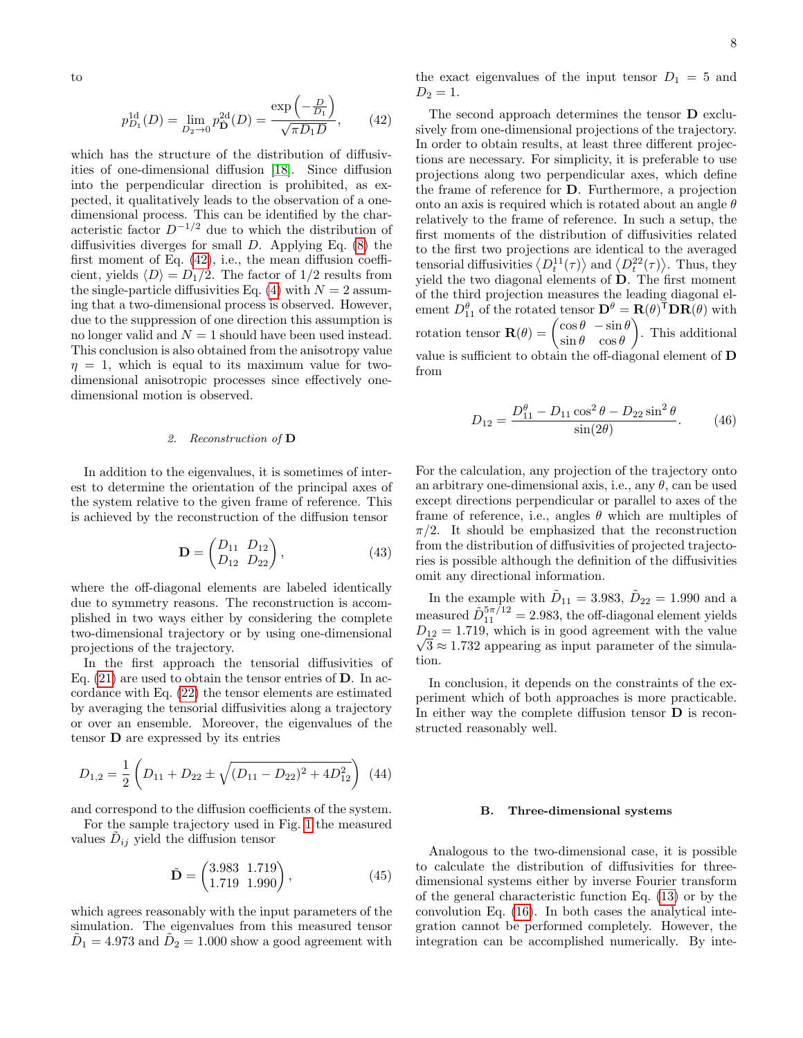to

$$p^{\text{1d}}_{D_1}(D) = \lim_{D_2 \to 0} p^{\text{2d}}_{\mathbf{D}}(D) = \frac{\exp\left(-\frac{D}{D_1}\right)}{\sqrt{\pi D_1 D}}, \tag{42}$$

which has the structure of the distribution of diffusivities of one-dimensional diffusion [18]. Since diffusion into the perpendicular direction is prohibited, as expected, it qualitatively leads to the observation of a one-dimensional process. This can be identified by the characteristic factor $D^{-1/2}$ due to which the distribution of diffusivities diverges for small $D$. Applying Eq. (8) the first moment of Eq. (42), i.e., the mean diffusion coefficient, yields $\langle D \rangle = D_1/2$. The factor of $1/2$ results from the single-particle diffusivities Eq. (4) with $N = 2$ assuming that a two-dimensional process is observed. However, due to the suppression of one direction this assumption is no longer valid and $N = 1$ should have been used instead. This conclusion is also obtained from the anisotropy value $\eta = 1$, which is equal to its maximum value for two-dimensional anisotropic processes since effectively one-dimensional motion is observed.

#### 2. Reconstruction of D

In addition to the eigenvalues, it is sometimes of interest to determine the orientation of the principal axes of the system relative to the given frame of reference. This is achieved by the reconstruction of the diffusion tensor

$$\mathbf{D} = \begin{pmatrix} D_{11} & D_{12} \\ D_{12} & D_{22} \end{pmatrix}, \tag{43}$$

where the off-diagonal elements are labeled identically due to symmetry reasons. The reconstruction is accomplished in two ways either by considering the complete two-dimensional trajectory or by using one-dimensional projections of the trajectory.

In the first approach the tensorial diffusivities of Eq. (21) are used to obtain the tensor entries of $\mathbf{D}$. In accordance with Eq. (22) the tensor elements are estimated by averaging the tensorial diffusivities along a trajectory or over an ensemble. Moreover, the eigenvalues of the tensor $\mathbf{D}$ are expressed by its entries

$$D_{1,2} = \frac{1}{2}\left(D_{11} + D_{22} \pm \sqrt{(D_{11} - D_{22})^2 + 4D_{12}^2}\right) \tag{44}$$

and correspond to the diffusion coefficients of the system.

For the sample trajectory used in Fig. 1 the measured values $\tilde{D}_{ij}$ yield the diffusion tensor

$$\tilde{\mathbf{D}} = \begin{pmatrix} 3.983 & 1.719 \\ 1.719 & 1.990 \end{pmatrix}, \tag{45}$$

which agrees reasonably with the input parameters of the simulation. The eigenvalues from this measured tensor $\tilde{D}_1 = 4.973$ and $\tilde{D}_2 = 1.000$ show a good agreement with the exact eigenvalues of the input tensor $D_1 = 5$ and $D_2 = 1$.

The second approach determines the tensor $\mathbf{D}$ exclusively from one-dimensional projections of the trajectory. In order to obtain results, at least three different projections are necessary. For simplicity, it is preferable to use projections along two perpendicular axes, which define the frame of reference for $\mathbf{D}$. Furthermore, a projection onto an axis is required which is rotated about an angle $\theta$ relatively to the frame of reference. In such a setup, the first moments of the distribution of diffusivities related to the first two projections are identical to the averaged tensorial diffusivities $\langle D^{11}_t(\tau)\rangle$ and $\langle D^{22}_t(\tau)\rangle$. Thus, they yield the two diagonal elements of $\mathbf{D}$. The first moment of the third projection measures the leading diagonal element $D^{\theta}_{11}$ of the rotated tensor $\mathbf{D}^{\theta} = \mathbf{R}(\theta)^{\mathsf{T}}\mathbf{D}\mathbf{R}(\theta)$ with rotation tensor $\mathbf{R}(\theta) = \begin{pmatrix} \cos\theta & -\sin\theta \\ \sin\theta & \cos\theta \end{pmatrix}$. This additional value is sufficient to obtain the off-diagonal element of $\mathbf{D}$ from

$$D_{12} = \frac{D^{\theta}_{11} - D_{11}\cos^2\theta - D_{22}\sin^2\theta}{\sin(2\theta)}. \tag{46}$$

For the calculation, any projection of the trajectory onto an arbitrary one-dimensional axis, i.e., any $\theta$, can be used except directions perpendicular or parallel to axes of the frame of reference, i.e., angles $\theta$ which are multiples of $\pi/2$. It should be emphasized that the reconstruction from the distribution of diffusivities of projected trajectories is possible although the definition of the diffusivities omit any directional information.

In the example with $\tilde{D}_{11} = 3.983$, $\tilde{D}_{22} = 1.990$ and a measured $\tilde{D}^{5\pi/12}_{11} = 2.983$, the off-diagonal element yields $D_{12} = 1.719$, which is in good agreement with the value $\sqrt{3} \approx 1.732$ appearing as input parameter of the simulation.

In conclusion, it depends on the constraints of the experiment which of both approaches is more practicable. In either way the complete diffusion tensor $\mathbf{D}$ is reconstructed reasonably well.

### B. Three-dimensional systems

Analogous to the two-dimensional case, it is possible to calculate the distribution of diffusivities for three-dimensional systems either by inverse Fourier transform of the general characteristic function Eq. (13) or by the convolution Eq. (16). In both cases the analytical integration cannot be performed completely. However, the integration can be accomplished numerically. By inte-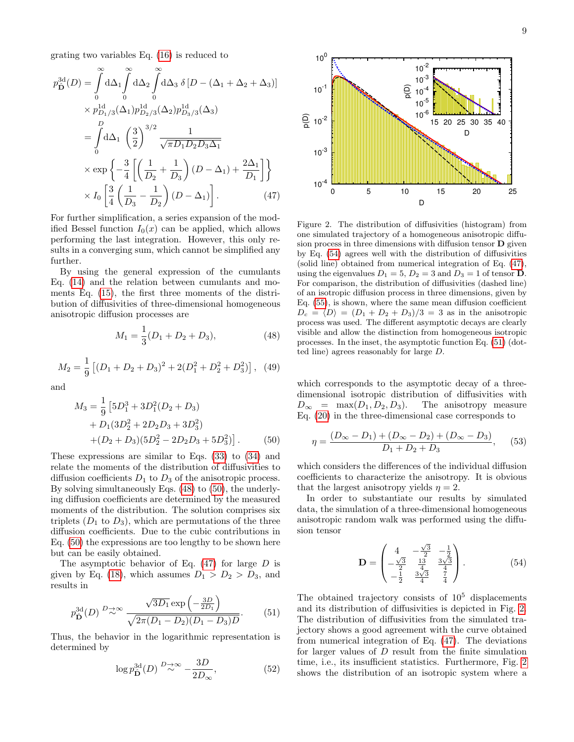grating two variables Eq. (16) is reduced to

$$
\begin{aligned}
p^{3\mathrm{d}}_{\hat{\mathbf{D}}}(D) &= \int_0^\infty \mathrm{d}\Delta_1 \int_0^\infty \mathrm{d}\Delta_2 \int_0^\infty \mathrm{d}\Delta_3 \, \delta\left[D - (\Delta_1 + \Delta_2 + \Delta_3)\right] \\
&\quad \times p^{1\mathrm{d}}_{D_1/3}(\Delta_1) p^{1\mathrm{d}}_{D_2/3}(\Delta_2) p^{1\mathrm{d}}_{D_3/3}(\Delta_3) \\
&= \int_0^D \mathrm{d}\Delta_1 \, \left(\frac{3}{2}\right)^{3/2} \frac{1}{\sqrt{\pi D_1 D_2 D_3 \Delta_1}} \\
&\quad \times \exp\left\{-\frac{3}{4}\left[\left(\frac{1}{D_2} + \frac{1}{D_3}\right)(D - \Delta_1) + \frac{2\Delta_1}{D_1}\right]\right\} \\
&\quad \times I_0\left[\frac{3}{4}\left(\frac{1}{D_3} - \frac{1}{D_2}\right)(D - \Delta_1)\right]. \qquad (47)
\end{aligned}
$$

For further simplification, a series expansion of the modified Bessel function $I_0(x)$ can be applied, which allows performing the last integration. However, this only results in a converging sum, which cannot be simplified any further.

By using the general expression of the cumulants Eq. (14) and the relation between cumulants and moments Eq. (15), the first three moments of the distribution of diffusivities of three-dimensional homogeneous anisotropic diffusion processes are

$$
M_1 = \frac{1}{3}(D_1 + D_2 + D_3), \qquad (48)
$$

$$
M_2 = \frac{1}{9}\left[(D_1 + D_2 + D_3)^2 + 2(D_1^2 + D_2^2 + D_3^2)\right], \qquad (49)
$$

and

$$
\begin{aligned}
M_3 = \frac{1}{9}\big[&5D_1^3 + 3D_1^2(D_2 + D_3) \\
&+ D_1(3D_2^2 + 2D_2D_3 + 3D_3^2) \\
&+ (D_2 + D_3)(5D_2^2 - 2D_2D_3 + 5D_3^2)\big]. \qquad (50)
\end{aligned}
$$

These expressions are similar to Eqs. (33) to (34) and relate the moments of the distribution of diffusivities to diffusion coefficients $D_1$ to $D_3$ of the anisotropic process. By solving simultaneously Eqs. (48) to (50), the underlying diffusion coefficients are determined by the measured moments of the distribution. The solution comprises six triplets ($D_1$ to $D_3$), which are permutations of the three diffusion coefficients. Due to the cubic contributions in Eq. (50) the expressions are too lengthy to be shown here but can be easily obtained.

The asymptotic behavior of Eq. (47) for large $D$ is given by Eq. (18), which assumes $D_1 > D_2 > D_3$, and results in

$$
p^{3\mathrm{d}}_{\hat{\mathbf{D}}}(D) \overset{D\to\infty}{\sim} \frac{\sqrt{3D_1}\exp\left(-\frac{3D}{2D_1}\right)}{\sqrt{2\pi(D_1 - D_2)(D_1 - D_3)D}}. \qquad (51)
$$

Thus, the behavior in the logarithmic representation is determined by

$$
\log p^{3\mathrm{d}}_{\hat{\mathbf{D}}}(D) \overset{D\to\infty}{\sim} -\frac{3D}{2D_\infty}, \qquad (52)
$$

Figure 2. The distribution of diffusivities (histogram) from one simulated trajectory of a homogeneous anisotropic diffusion process in three dimensions with diffusion tensor $\mathbf{D}$ given by Eq. (54) agrees well with the distribution of diffusivities (solid line) obtained from numerical integration of Eq. (47), using the eigenvalues $D_1 = 5$, $D_2 = 3$ and $D_3 = 1$ of tensor $\mathbf{D}$. For comparison, the distribution of diffusivities (dashed line) of an isotropic diffusion process in three dimensions, given by Eq. (55), is shown, where the same mean diffusion coefficient $D_c = \langle D \rangle = (D_1 + D_2 + D_3)/3 = 3$ as in the anisotropic process was used. The different asymptotic decays are clearly visible and allow the distinction from homogeneous isotropic processes. In the inset, the asymptotic function Eq. (51) (dotted line) agrees reasonably for large $D$.

which corresponds to the asymptotic decay of a three-dimensional isotropic distribution of diffusivities with $D_\infty = \max(D_1, D_2, D_3)$. The anisotropy measure Eq. (20) in the three-dimensional case corresponds to

$$
\eta = \frac{(D_\infty - D_1) + (D_\infty - D_2) + (D_\infty - D_3)}{D_1 + D_2 + D_3}, \qquad (53)
$$

which considers the differences of the individual diffusion coefficients to characterize the anisotropy. It is obvious that the largest anisotropy yields $\eta = 2$.

In order to substantiate our results by simulated data, the simulation of a three-dimensional homogeneous anisotropic random walk was performed using the diffusion tensor

$$
\mathbf{D} = \begin{pmatrix} 4 & -\frac{\sqrt{3}}{2} & -\frac{1}{2} \\ -\frac{\sqrt{3}}{2} & \frac{13}{4} & \frac{3\sqrt{3}}{4} \\ -\frac{1}{2} & \frac{3\sqrt{3}}{4} & \frac{7}{4} \end{pmatrix}. \qquad (54)
$$

The obtained trajectory consists of $10^5$ displacements and its distribution of diffusivities is depicted in Fig. 2. The distribution of diffusivities from the simulated trajectory shows a good agreement with the curve obtained from numerical integration of Eq. (47). The deviations for larger values of $D$ result from the finite simulation time, i.e., its insufficient statistics. Furthermore, Fig. 2 shows the distribution of an isotropic system where a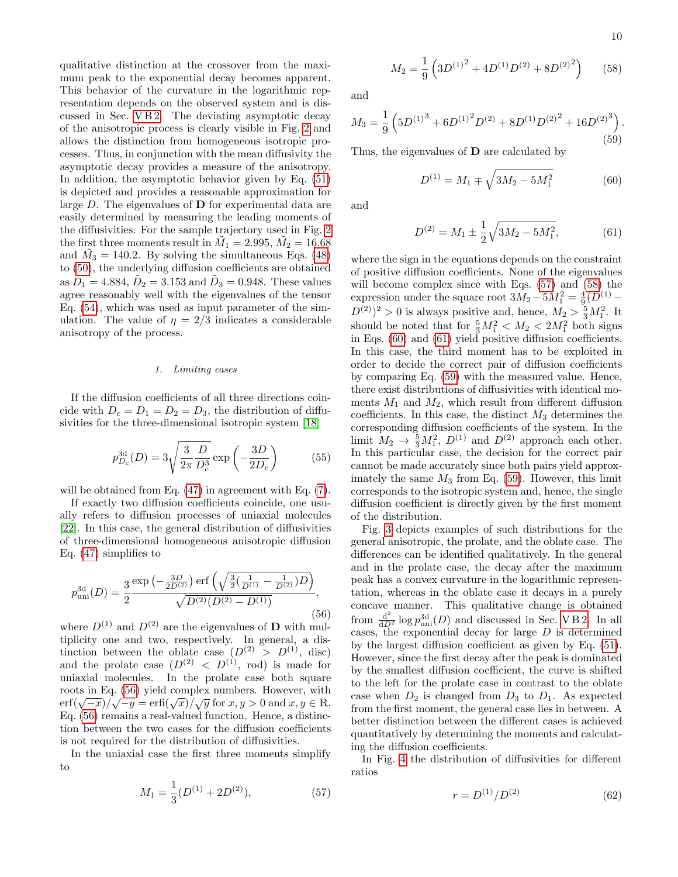qualitative distinction at the crossover from the maximum peak to the exponential decay becomes apparent. This behavior of the curvature in the logarithmic representation depends on the observed system and is discussed in Sec. V B 2. The deviating asymptotic decay of the anisotropic process is clearly visible in Fig. 2 and allows the distinction from homogeneous isotropic processes. Thus, in conjunction with the mean diffusivity the asymptotic decay provides a measure of the anisotropy. In addition, the asymptotic behavior given by Eq. (51) is depicted and provides a reasonable approximation for large $D$. The eigenvalues of $\mathbf{D}$ for experimental data are easily determined by measuring the leading moments of the diffusivities. For the sample trajectory used in Fig. 2 the first three moments result in $\tilde{M}_1 = 2.995$, $\tilde{M}_2 = 16.68$ and $\tilde{M}_3 = 140.2$. By solving the simultaneous Eqs. (48) to (50), the underlying diffusion coefficients are obtained as $\tilde{D}_1 = 4.884$, $\tilde{D}_2 = 3.153$ and $\tilde{D}_3 = 0.948$. These values agree reasonably well with the eigenvalues of the tensor Eq. (54), which was used as input parameter of the simulation. The value of $\eta = 2/3$ indicates a considerable anisotropy of the process.

#### 1. Limiting cases

If the diffusion coefficients of all three directions coincide with $D_c = D_1 = D_2 = D_3$, the distribution of diffusivities for the three-dimensional isotropic system [18]

$$p^{\mathrm{3d}}_{D_c}(D) = 3\sqrt{\frac{3}{2\pi}\frac{D}{D_c^3}}\exp\left(-\frac{3D}{2D_c}\right) \tag{55}$$

will be obtained from Eq. (47) in agreement with Eq. (7).

If exactly two diffusion coefficients coincide, one usually refers to diffusion processes of uniaxial molecules [22]. In this case, the general distribution of diffusivities of three-dimensional homogeneous anisotropic diffusion Eq. (47) simplifies to

$$p^{\mathrm{3d}}_{\mathrm{uni}}(D) = \frac{3}{2}\frac{\exp\left(-\frac{3D}{2D^{(2)}}\right)\operatorname{erf}\left(\sqrt{\frac{3}{2}\left(\frac{1}{D^{(1)}}-\frac{1}{D^{(2)}}\right)D}\right)}{\sqrt{D^{(2)}(D^{(2)}-D^{(1)})}}, \tag{56}$$

where $D^{(1)}$ and $D^{(2)}$ are the eigenvalues of $\mathbf{D}$ with multiplicity one and two, respectively. In general, a distinction between the oblate case ($D^{(2)} > D^{(1)}$, disc) and the prolate case ($D^{(2)} < D^{(1)}$, rod) is made for uniaxial molecules. In the prolate case both square roots in Eq. (56) yield complex numbers. However, with $\operatorname{erf}(\sqrt{-x})/\sqrt{-y} = \operatorname{erfi}(\sqrt{x})/\sqrt{y}$ for $x, y > 0$ and $x, y \in \mathbb{R}$, Eq. (56) remains a real-valued function. Hence, a distinction between the two cases for the diffusion coefficients is not required for the distribution of diffusivities.

In the uniaxial case the first three moments simplify to

$$M_1 = \frac{1}{3}(D^{(1)} + 2D^{(2)}), \tag{57}$$

$$M_2 = \frac{1}{9}\left(3{D^{(1)}}^2 + 4D^{(1)}D^{(2)} + 8{D^{(2)}}^2\right) \tag{58}$$

and

$$M_3 = \frac{1}{9}\left(5{D^{(1)}}^3 + 6{D^{(1)}}^2D^{(2)} + 8D^{(1)}{D^{(2)}}^2 + 16{D^{(2)}}^3\right). \tag{59}$$

Thus, the eigenvalues of $\mathbf{D}$ are calculated by

$$D^{(1)} = M_1 \mp \sqrt{3M_2 - 5M_1^2} \tag{60}$$

and

$$D^{(2)} = M_1 \pm \frac{1}{2}\sqrt{3M_2 - 5M_1^2}, \tag{61}$$

where the sign in the equations depends on the constraint of positive diffusion coefficients. None of the eigenvalues will become complex since with Eqs. (57) and (58) the expression under the square root $3M_2 - 5M_1^2 = \frac{4}{9}(D^{(1)} - D^{(2)})^2 > 0$ is always positive and, hence, $M_2 > \frac{5}{3}M_1^2$. It should be noted that for $\frac{5}{3}M_1^2 < M_2 < 2M_1^2$ both signs in Eqs. (60) and (61) yield positive diffusion coefficients. In this case, the third moment has to be exploited in order to decide the correct pair of diffusion coefficients by comparing Eq. (59) with the measured value. Hence, there exist distributions of diffusivities with identical moments $M_1$ and $M_2$, which result from different diffusion coefficients. In this case, the distinct $M_3$ determines the corresponding diffusion coefficients of the system. In the limit $M_2 \to \frac{5}{3}M_1^2$, $D^{(1)}$ and $D^{(2)}$ approach each other. In this particular case, the decision for the correct pair cannot be made accurately since both pairs yield approximately the same $M_3$ from Eq. (59). However, this limit corresponds to the isotropic system and, hence, the single diffusion coefficient is directly given by the first moment of the distribution.

Fig. 3 depicts examples of such distributions for the general anisotropic, the prolate, and the oblate case. The differences can be identified qualitatively. In the general and in the prolate case, the decay after the maximum peak has a convex curvature in the logarithmic representation, whereas in the oblate case it decays in a purely concave manner. This qualitative change is obtained from $\frac{\mathrm{d}^2}{\mathrm{d}D^2}\log p^{\mathrm{3d}}_{\mathrm{uni}}(D)$ and discussed in Sec. V B 2. In all cases, the exponential decay for large $D$ is determined by the largest diffusion coefficient as given by Eq. (51). However, since the first decay after the peak is dominated by the smallest diffusion coefficient, the curve is shifted to the left for the prolate case in contrast to the oblate case when $D_2$ is changed from $D_3$ to $D_1$. As expected from the first moment, the general case lies in between. A better distinction between the different cases is achieved quantitatively by determining the moments and calculating the diffusion coefficients.

In Fig. 4 the distribution of diffusivities for different ratios

$$r = D^{(1)}/D^{(2)} \tag{62}$$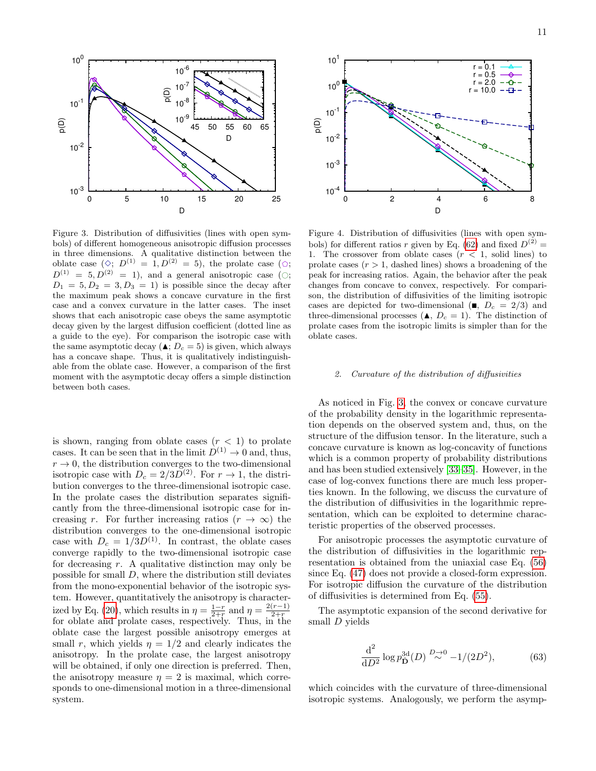Figure 3. Distribution of diffusivities (lines with open symbols) of different homogeneous anisotropic diffusion processes in three dimensions. A qualitative distinction between the oblate case (◇; $D^{(1)} = 1, D^{(2)} = 5$), the prolate case (⬠; $D^{(1)} = 5, D^{(2)} = 1$), and a general anisotropic case (○; $D_1 = 5, D_2 = 3, D_3 = 1$) is possible since the decay after the maximum peak shows a concave curvature in the first case and a convex curvature in the latter cases. The inset shows that each anisotropic case obeys the same asymptotic decay given by the largest diffusion coefficient (dotted line as a guide to the eye). For comparison the isotropic case with the same asymptotic decay (▲; $D_c = 5$) is given, which always has a concave shape. Thus, it is qualitatively indistinguishable from the oblate case. However, a comparison of the first moment with the asymptotic decay offers a simple distinction between both cases.

Figure 4. Distribution of diffusivities (lines with open symbols) for different ratios $r$ given by Eq. (62) and fixed $D^{(2)} = 1$. The crossover from oblate cases ($r < 1$, solid lines) to prolate cases ($r > 1$, dashed lines) shows a broadening of the peak for increasing ratios. Again, the behavior after the peak changes from concave to convex, respectively. For comparison, the distribution of diffusivities of the limiting isotropic cases are depicted for two-dimensional (■, $D_c = 2/3$) and three-dimensional processes (▲, $D_c = 1$). The distinction of prolate cases from the isotropic limits is simpler than for the oblate cases.

is shown, ranging from oblate cases ($r < 1$) to prolate cases. It can be seen that in the limit $D^{(1)} \to 0$ and, thus, $r \to 0$, the distribution converges to the two-dimensional isotropic case with $D_c = 2/3D^{(2)}$. For $r \to 1$, the distribution converges to the three-dimensional isotropic case. In the prolate cases the distribution separates significantly from the three-dimensional isotropic case for increasing $r$. For further increasing ratios ($r \to \infty$) the distribution converges to the one-dimensional isotropic case with $D_c = 1/3D^{(1)}$. In contrast, the oblate cases converge rapidly to the two-dimensional isotropic case for decreasing $r$. A qualitative distinction may only be possible for small $D$, where the distribution still deviates from the mono-exponential behavior of the isotropic system. However, quantitatively the anisotropy is characterized by Eq. (20), which results in $\eta = \frac{1-r}{2+r}$ and $\eta = \frac{2(r-1)}{2+r}$ for oblate and prolate cases, respectively. Thus, in the oblate case the largest possible anisotropy emerges at small $r$, which yields $\eta = 1/2$ and clearly indicates the anisotropy. In the prolate case, the largest anisotropy will be obtained, if only one direction is preferred. Then, the anisotropy measure $\eta = 2$ is maximal, which corresponds to one-dimensional motion in a three-dimensional system.

### 2. *Curvature of the distribution of diffusivities*

As noticed in Fig. 3, the convex or concave curvature of the probability density in the logarithmic representation depends on the observed system and, thus, on the structure of the diffusion tensor. In the literature, such a concave curvature is known as log-concavity of functions which is a common property of probability distributions and has been studied extensively [33–35]. However, in the case of log-convex functions there are much less properties known. In the following, we discuss the curvature of the distribution of diffusivities in the logarithmic representation, which can be exploited to determine characteristic properties of the observed processes.

For anisotropic processes the asymptotic curvature of the distribution of diffusivities in the logarithmic representation is obtained from the uniaxial case Eq. (56) since Eq. (47) does not provide a closed-form expression. For isotropic diffusion the curvature of the distribution of diffusivities is determined from Eq. (55).

The asymptotic expansion of the second derivative for small $D$ yields

$$\frac{\mathrm{d}^2}{\mathrm{d}D^2} \log p^{3\mathrm{d}}_{\mathbf{D}}(D) \overset{D\to 0}{\sim} -1/(2D^2), \tag{63}$$

which coincides with the curvature of three-dimensional isotropic systems. Analogously, we perform the asymp-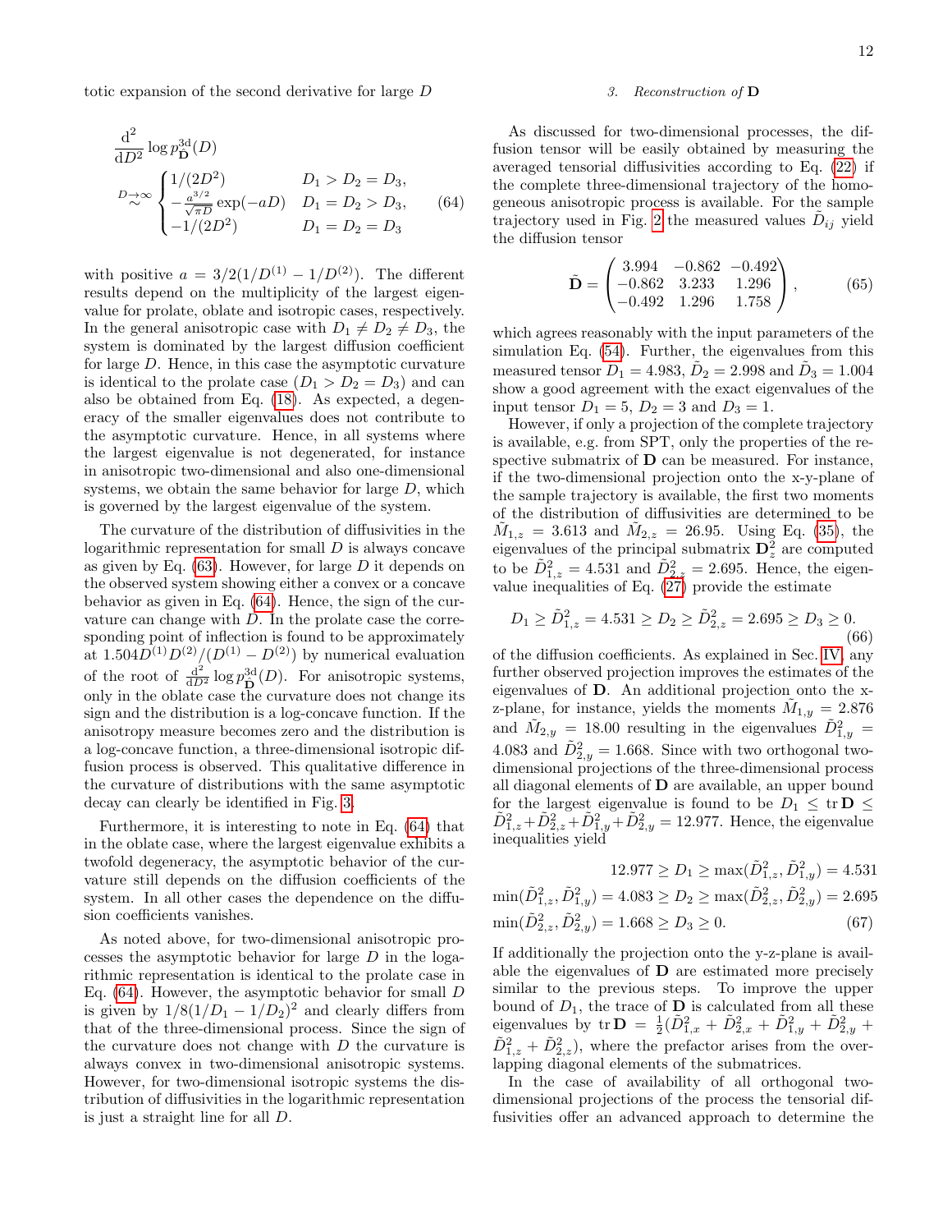totic expansion of the second derivative for large $D$

$$
\frac{\mathrm{d}^2}{\mathrm{d}D^2}\log p_{\tilde{\mathbf{D}}}^{3\mathrm{d}}(D) \overset{D\to\infty}{\sim} \begin{cases} 1/(2D^2) & D_1 > D_2 = D_3, \\ -\frac{a^{3/2}}{\sqrt{\pi D}}\exp(-aD) & D_1 = D_2 > D_3, \\ -1/(2D^2) & D_1 = D_2 = D_3 \end{cases} \tag{64}
$$

with positive $a = 3/2(1/D^{(1)} - 1/D^{(2)})$. The different results depend on the multiplicity of the largest eigenvalue for prolate, oblate and isotropic cases, respectively. In the general anisotropic case with $D_1 \neq D_2 \neq D_3$, the system is dominated by the largest diffusion coefficient for large $D$. Hence, in this case the asymptotic curvature is identical to the prolate case ($D_1 > D_2 = D_3$) and can also be obtained from Eq. (18). As expected, a degeneracy of the smaller eigenvalues does not contribute to the asymptotic curvature. Hence, in all systems where the largest eigenvalue is not degenerated, for instance in anisotropic two-dimensional and also one-dimensional systems, we obtain the same behavior for large $D$, which is governed by the largest eigenvalue of the system.

The curvature of the distribution of diffusivities in the logarithmic representation for small $D$ is always concave as given by Eq. (63). However, for large $D$ it depends on the observed system showing either a convex or a concave behavior as given in Eq. (64). Hence, the sign of the curvature can change with $D$. In the prolate case the corresponding point of inflection is found to be approximately at $1.504D^{(1)}D^{(2)}/(D^{(1)} - D^{(2)})$ by numerical evaluation of the root of $\frac{\mathrm{d}^2}{\mathrm{d}D^2}\log p_{\tilde{\mathbf{D}}}^{3\mathrm{d}}(D)$. For anisotropic systems, only in the oblate case the curvature does not change its sign and the distribution is a log-concave function. If the anisotropy measure becomes zero and the distribution is a log-concave function, a three-dimensional isotropic diffusion process is observed. This qualitative difference in the curvature of distributions with the same asymptotic decay can clearly be identified in Fig. 3.

Furthermore, it is interesting to note in Eq. (64) that in the oblate case, where the largest eigenvalue exhibits a twofold degeneracy, the asymptotic behavior of the curvature still depends on the diffusion coefficients of the system. In all other cases the dependence on the diffusion coefficients vanishes.

As noted above, for two-dimensional anisotropic processes the asymptotic behavior for large $D$ in the logarithmic representation is identical to the prolate case in Eq. (64). However, the asymptotic behavior for small $D$ is given by $1/8(1/D_1 - 1/D_2)^2$ and clearly differs from that of the three-dimensional process. Since the sign of the curvature does not change with $D$ the curvature is always convex in two-dimensional anisotropic systems. However, for two-dimensional isotropic systems the distribution of diffusivities in the logarithmic representation is just a straight line for all $D$.

### 3. Reconstruction of $\mathbf{D}$

As discussed for two-dimensional processes, the diffusion tensor will be easily obtained by measuring the averaged tensorial diffusivities according to Eq. (22) if the complete three-dimensional trajectory of the homogeneous anisotropic process is available. For the sample trajectory used in Fig. 2 the measured values $\tilde{D}_{ij}$ yield the diffusion tensor

$$
\tilde{\mathbf{D}} = \begin{pmatrix} 3.994 & -0.862 & -0.492 \\ -0.862 & 3.233 & 1.296 \\ -0.492 & 1.296 & 1.758 \end{pmatrix}, \tag{65}
$$

which agrees reasonably with the input parameters of the simulation Eq. (54). Further, the eigenvalues from this measured tensor $\tilde{D}_1 = 4.983$, $\tilde{D}_2 = 2.998$ and $\tilde{D}_3 = 1.004$ show a good agreement with the exact eigenvalues of the input tensor $D_1 = 5$, $D_2 = 3$ and $D_3 = 1$.

However, if only a projection of the complete trajectory is available, e.g. from SPT, only the properties of the respective submatrix of $\mathbf{D}$ can be measured. For instance, if the two-dimensional projection onto the x-y-plane of the sample trajectory is available, the first two moments of the distribution of diffusivities are determined to be $\tilde{M}_{1,z} = 3.613$ and $\tilde{M}_{2,z} = 26.95$. Using Eq. (35), the eigenvalues of the principal submatrix $\mathbf{D}_z^2$ are computed to be $\tilde{D}_{1,z}^2 = 4.531$ and $\tilde{D}_{2,z}^2 = 2.695$. Hence, the eigenvalue inequalities of Eq. (27) provide the estimate

$$
D_1 \geq \tilde{D}_{1,z}^2 = 4.531 \geq D_2 \geq \tilde{D}_{2,z}^2 = 2.695 \geq D_3 \geq 0. \tag{66}
$$

of the diffusion coefficients. As explained in Sec. IV, any further observed projection improves the estimates of the eigenvalues of $\mathbf{D}$. An additional projection onto the x-z-plane, for instance, yields the moments $\tilde{M}_{1,y} = 2.876$ and $\tilde{M}_{2,y} = 18.00$ resulting in the eigenvalues $\tilde{D}_{1,y}^2 = 4.083$ and $\tilde{D}_{2,y}^2 = 1.668$. Since with two orthogonal two-dimensional projections of the three-dimensional process all diagonal elements of $\mathbf{D}$ are available, an upper bound for the largest eigenvalue is found to be $D_1 \leq \operatorname{tr}\mathbf{D} \leq \tilde{D}_{1,z}^2 + \tilde{D}_{2,z}^2 + \tilde{D}_{1,y}^2 + \tilde{D}_{2,y}^2 = 12.977$. Hence, the eigenvalue inequalities yield

$$
\begin{aligned}
12.977 \geq D_1 &\geq \max(\tilde{D}_{1,z}^2, \tilde{D}_{1,y}^2) = 4.531 \\
\min(\tilde{D}_{1,z}^2, \tilde{D}_{1,y}^2) = 4.083 \geq D_2 &\geq \max(\tilde{D}_{2,z}^2, \tilde{D}_{2,y}^2) = 2.695 \\
\min(\tilde{D}_{2,z}^2, \tilde{D}_{2,y}^2) = 1.668 \geq D_3 &\geq 0.
\end{aligned} \tag{67}
$$

If additionally the projection onto the y-z-plane is available the eigenvalues of $\mathbf{D}$ are estimated more precisely similar to the previous steps. To improve the upper bound of $D_1$, the trace of $\mathbf{D}$ is calculated from all these eigenvalues by $\operatorname{tr}\mathbf{D} = \frac{1}{2}(\tilde{D}_{1,x}^2 + \tilde{D}_{2,x}^2 + \tilde{D}_{1,y}^2 + \tilde{D}_{2,y}^2 + \tilde{D}_{1,z}^2 + \tilde{D}_{2,z}^2)$, where the prefactor arises from the overlapping diagonal elements of the submatrices.

In the case of availability of all orthogonal two-dimensional projections of the process the tensorial diffusivities offer an advanced approach to determine the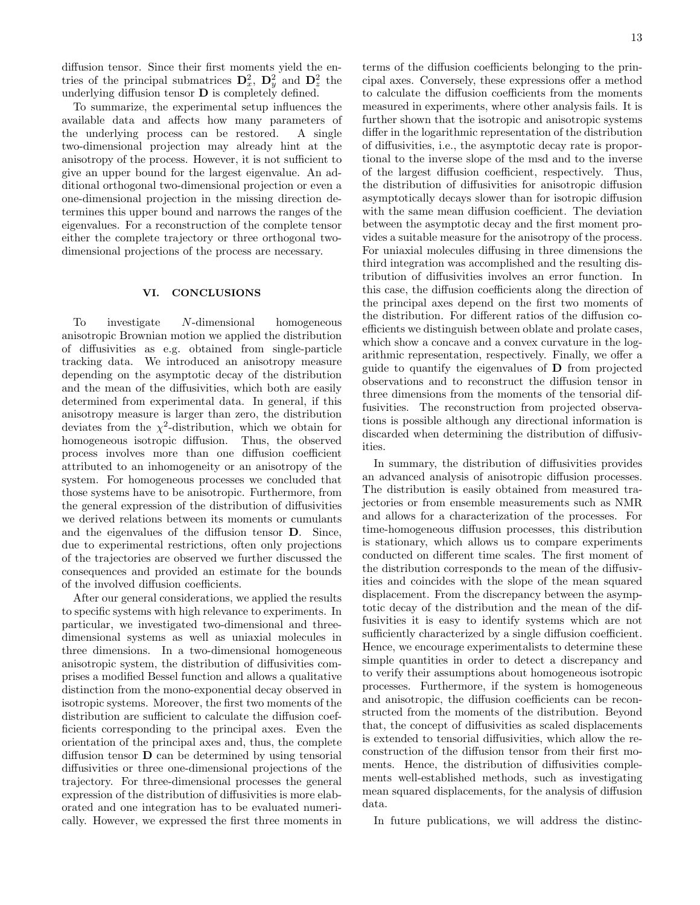diffusion tensor. Since their first moments yield the entries of the principal submatrices $\mathbf{D}_x^2$, $\mathbf{D}_y^2$ and $\mathbf{D}_z^2$ the underlying diffusion tensor $\mathbf{D}$ is completely defined.

To summarize, the experimental setup influences the available data and affects how many parameters of the underlying process can be restored. A single two-dimensional projection may already hint at the anisotropy of the process. However, it is not sufficient to give an upper bound for the largest eigenvalue. An additional orthogonal two-dimensional projection or even a one-dimensional projection in the missing direction determines this upper bound and narrows the ranges of the eigenvalues. For a reconstruction of the complete tensor either the complete trajectory or three orthogonal two-dimensional projections of the process are necessary.

## VI. CONCLUSIONS

To investigate $N$-dimensional homogeneous anisotropic Brownian motion we applied the distribution of diffusivities as e.g. obtained from single-particle tracking data. We introduced an anisotropy measure depending on the asymptotic decay of the distribution and the mean of the diffusivities, which both are easily determined from experimental data. In general, if this anisotropy measure is larger than zero, the distribution deviates from the $\chi^2$-distribution, which we obtain for homogeneous isotropic diffusion. Thus, the observed process involves more than one diffusion coefficient attributed to an inhomogeneity or an anisotropy of the system. For homogeneous processes we concluded that those systems have to be anisotropic. Furthermore, from the general expression of the distribution of diffusivities we derived relations between its moments or cumulants and the eigenvalues of the diffusion tensor $\mathbf{D}$. Since, due to experimental restrictions, often only projections of the trajectories are observed we further discussed the consequences and provided an estimate for the bounds of the involved diffusion coefficients.

After our general considerations, we applied the results to specific systems with high relevance to experiments. In particular, we investigated two-dimensional and three-dimensional systems as well as uniaxial molecules in three dimensions. In a two-dimensional homogeneous anisotropic system, the distribution of diffusivities comprises a modified Bessel function and allows a qualitative distinction from the mono-exponential decay observed in isotropic systems. Moreover, the first two moments of the distribution are sufficient to calculate the diffusion coefficients corresponding to the principal axes. Even the orientation of the principal axes and, thus, the complete diffusion tensor $\mathbf{D}$ can be determined by using tensorial diffusivities or three one-dimensional projections of the trajectory. For three-dimensional processes the general expression of the distribution of diffusivities is more elaborated and one integration has to be evaluated numerically. However, we expressed the first three moments in terms of the diffusion coefficients belonging to the principal axes. Conversely, these expressions offer a method to calculate the diffusion coefficients from the moments measured in experiments, where other analysis fails. It is further shown that the isotropic and anisotropic systems differ in the logarithmic representation of the distribution of diffusivities, i.e., the asymptotic decay rate is proportional to the inverse slope of the msd and to the inverse of the largest diffusion coefficient, respectively. Thus, the distribution of diffusivities for anisotropic diffusion asymptotically decays slower than for isotropic diffusion with the same mean diffusion coefficient. The deviation between the asymptotic decay and the first moment provides a suitable measure for the anisotropy of the process. For uniaxial molecules diffusing in three dimensions the third integration was accomplished and the resulting distribution of diffusivities involves an error function. In this case, the diffusion coefficients along the direction of the principal axes depend on the first two moments of the distribution. For different ratios of the diffusion coefficients we distinguish between oblate and prolate cases, which show a concave and a convex curvature in the logarithmic representation, respectively. Finally, we offer a guide to quantify the eigenvalues of $\mathbf{D}$ from projected observations and to reconstruct the diffusion tensor in three dimensions from the moments of the tensorial diffusivities. The reconstruction from projected observations is possible although any directional information is discarded when determining the distribution of diffusivities.

In summary, the distribution of diffusivities provides an advanced analysis of anisotropic diffusion processes. The distribution is easily obtained from measured trajectories or from ensemble measurements such as NMR and allows for a characterization of the processes. For time-homogeneous diffusion processes, this distribution is stationary, which allows us to compare experiments conducted on different time scales. The first moment of the distribution corresponds to the mean of the diffusivities and coincides with the slope of the mean squared displacement. From the discrepancy between the asymptotic decay of the distribution and the mean of the diffusivities it is easy to identify systems which are not sufficiently characterized by a single diffusion coefficient. Hence, we encourage experimentalists to determine these simple quantities in order to detect a discrepancy and to verify their assumptions about homogeneous isotropic processes. Furthermore, if the system is homogeneous and anisotropic, the diffusion coefficients can be reconstructed from the moments of the distribution. Beyond that, the concept of diffusivities as scaled displacements is extended to tensorial diffusivities, which allow the reconstruction of the diffusion tensor from their first moments. Hence, the distribution of diffusivities complements well-established methods, such as investigating mean squared displacements, for the analysis of diffusion data.

In future publications, we will address the distinc-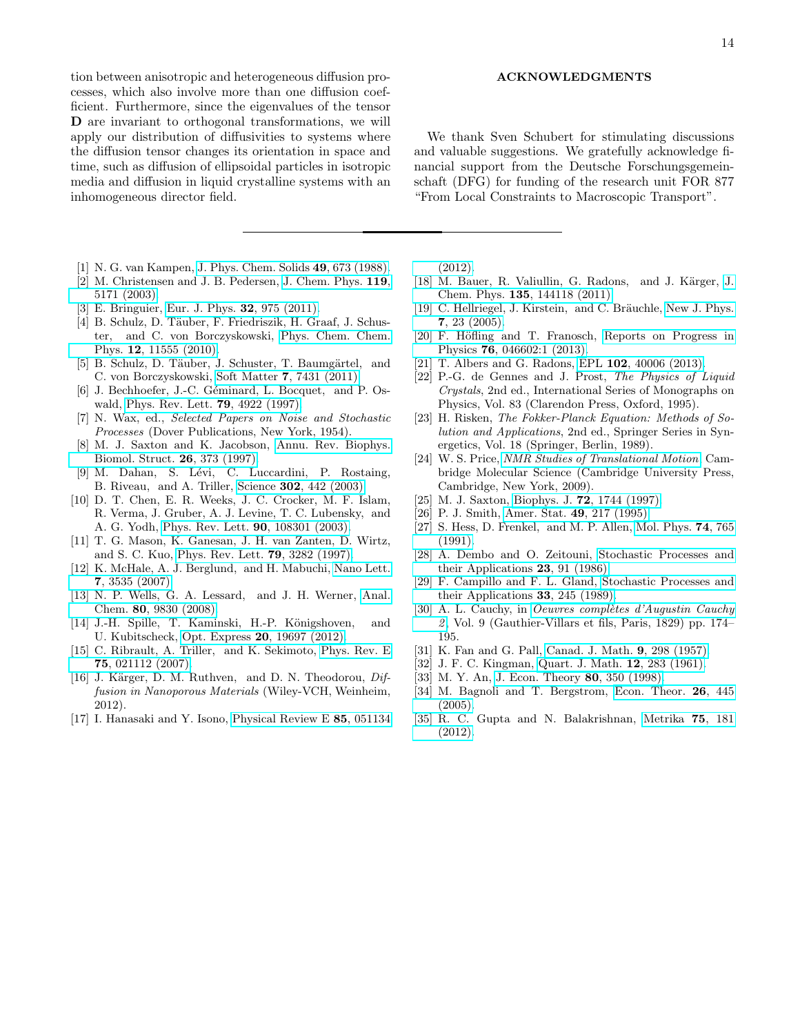tion between anisotropic and heterogeneous diffusion processes, which also involve more than one diffusion coefficient. Furthermore, since the eigenvalues of the tensor $\mathbf{D}$ are invariant to orthogonal transformations, we will apply our distribution of diffusivities to systems where the diffusion tensor changes its orientation in space and time, such as diffusion of ellipsoidal particles in isotropic media and diffusion in liquid crystalline systems with an inhomogeneous director field.

## ACKNOWLEDGMENTS

We thank Sven Schubert for stimulating discussions and valuable suggestions. We gratefully acknowledge financial support from the Deutsche Forschungsgemeinschaft (DFG) for funding of the research unit FOR 877 "From Local Constraints to Macroscopic Transport".

---

[1] N. G. van Kampen, J. Phys. Chem. Solids **49**, 673 (1988).
[2] M. Christensen and J. B. Pedersen, J. Chem. Phys. **119**, 5171 (2003).
[3] E. Bringuier, Eur. J. Phys. **32**, 975 (2011).
[4] B. Schulz, D. Täuber, F. Friedriszik, H. Graaf, J. Schuster, and C. von Borczyskowski, Phys. Chem. Chem. Phys. **12**, 11555 (2010).
[5] B. Schulz, D. Täuber, J. Schuster, T. Baumgärtel, and C. von Borczyskowski, Soft Matter **7**, 7431 (2011).
[6] J. Bechhoefer, J.-C. Géminard, L. Bocquet, and P. Oswald, Phys. Rev. Lett. **79**, 4922 (1997).
[7] N. Wax, ed., *Selected Papers on Noise and Stochastic Processes* (Dover Publications, New York, 1954).
[8] M. J. Saxton and K. Jacobson, Annu. Rev. Biophys. Biomol. Struct. **26**, 373 (1997).
[9] M. Dahan, S. Lévi, C. Luccardini, P. Rostaing, B. Riveau, and A. Triller, Science **302**, 442 (2003).
[10] D. T. Chen, E. R. Weeks, J. C. Crocker, M. F. Islam, R. Verma, J. Gruber, A. J. Levine, T. C. Lubensky, and A. G. Yodh, Phys. Rev. Lett. **90**, 108301 (2003).
[11] T. G. Mason, K. Ganesan, J. H. van Zanten, D. Wirtz, and S. C. Kuo, Phys. Rev. Lett. **79**, 3282 (1997).
[12] K. McHale, A. J. Berglund, and H. Mabuchi, Nano Lett. **7**, 3535 (2007).
[13] N. P. Wells, G. A. Lessard, and J. H. Werner, Anal. Chem. **80**, 9830 (2008).
[14] J.-H. Spille, T. Kaminski, H.-P. Königshoven, and U. Kubitscheck, Opt. Express **20**, 19697 (2012).
[15] C. Ribrault, A. Triller, and K. Sekimoto, Phys. Rev. E **75**, 021112 (2007).
[16] J. Kärger, D. M. Ruthven, and D. N. Theodorou, *Diffusion in Nanoporous Materials* (Wiley-VCH, Weinheim, 2012).
[17] I. Hanasaki and Y. Isono, Physical Review E **85**, 051134 (2012).
[18] M. Bauer, R. Valiullin, G. Radons, and J. Kärger, J. Chem. Phys. **135**, 144118 (2011).
[19] C. Hellriegel, J. Kirstein, and C. Bräuchle, New J. Phys. **7**, 23 (2005).
[20] F. Höfling and T. Franosch, Reports on Progress in Physics **76**, 046602:1 (2013).
[21] T. Albers and G. Radons, EPL **102**, 40006 (2013).
[22] P.-G. de Gennes and J. Prost, *The Physics of Liquid Crystals*, 2nd ed., International Series of Monographs on Physics, Vol. 83 (Clarendon Press, Oxford, 1995).
[23] H. Risken, *The Fokker-Planck Equation: Methods of Solution and Applications*, 2nd ed., Springer Series in Synergetics, Vol. 18 (Springer, Berlin, 1989).
[24] W. S. Price, *NMR Studies of Translational Motion*, Cambridge Molecular Science (Cambridge University Press, Cambridge, New York, 2009).
[25] M. J. Saxton, Biophys. J. **72**, 1744 (1997).
[26] P. J. Smith, Amer. Stat. **49**, 217 (1995).
[27] S. Hess, D. Frenkel, and M. P. Allen, Mol. Phys. **74**, 765 (1991).
[28] A. Dembo and O. Zeitouni, Stochastic Processes and their Applications **23**, 91 (1986).
[29] F. Campillo and F. L. Gland, Stochastic Processes and their Applications **33**, 245 (1989).
[30] A. L. Cauchy, in *Oeuvres complètes d'Augustin Cauchy 2*, Vol. 9 (Gauthier-Villars et fils, Paris, 1829) pp. 174–195.
[31] K. Fan and G. Pall, Canad. J. Math. **9**, 298 (1957).
[32] J. F. C. Kingman, Quart. J. Math. **12**, 283 (1961).
[33] M. Y. An, J. Econ. Theory **80**, 350 (1998).
[34] M. Bagnoli and T. Bergstrom, Econ. Theor. **26**, 445 (2005).
[35] R. C. Gupta and N. Balakrishnan, Metrika **75**, 181 (2012).